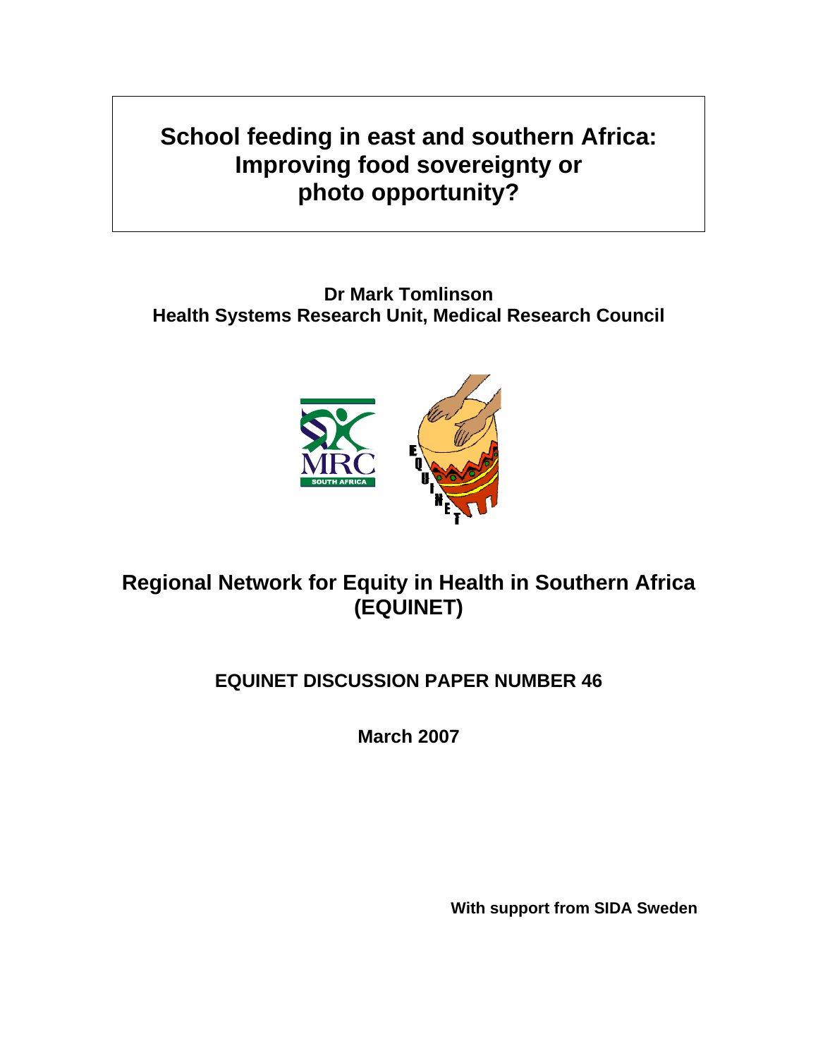# School feeding in east and southern Africa: Improving food sovereignty or photo opportunity?

**Dr Mark Tomlinson**
**Health Systems Research Unit, Medical Research Council**

## Regional Network for Equity in Health in Southern Africa (EQUINET)

### EQUINET DISCUSSION PAPER NUMBER 46

**March 2007**

**With support from SIDA Sweden**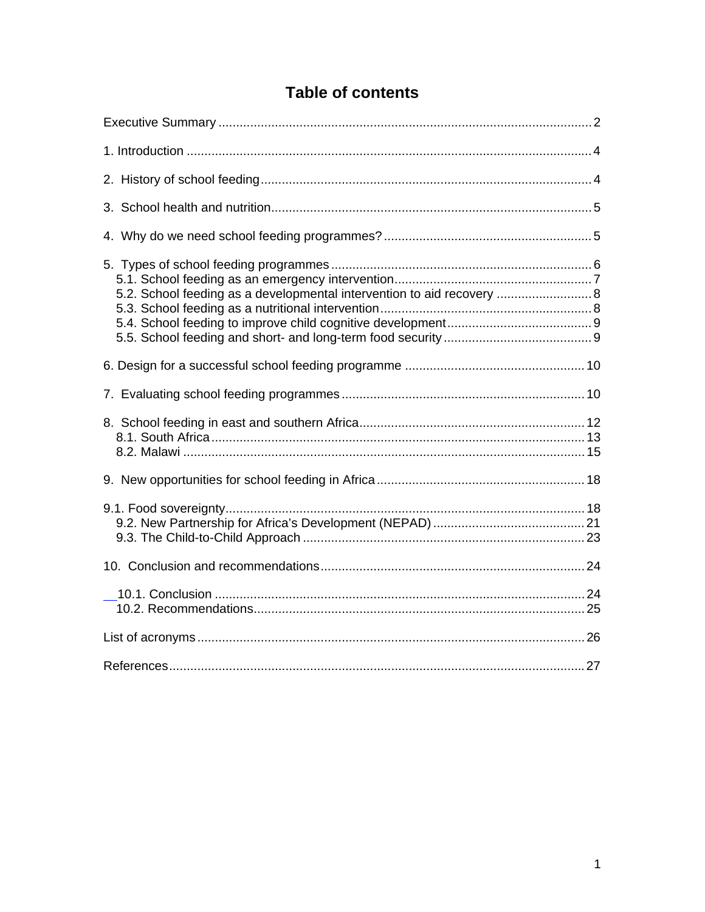# Table of contents

Executive Summary ..... 2

1. Introduction ..... 4

2. History of school feeding ..... 4

3. School health and nutrition ..... 5

4. Why do we need school feeding programmes? ..... 5

5. Types of school feeding programmes ..... 6
    - 5.1. School feeding as an emergency intervention ..... 7
    - 5.2. School feeding as a developmental intervention to aid recovery ..... 8
    - 5.3. School feeding as a nutritional intervention ..... 8
    - 5.4. School feeding to improve child cognitive development ..... 9
    - 5.5. School feeding and short- and long-term food security ..... 9

6. Design for a successful school feeding programme ..... 10

7. Evaluating school feeding programmes ..... 10

8. School feeding in east and southern Africa ..... 12
    - 8.1. South Africa ..... 13
    - 8.2. Malawi ..... 15

9. New opportunities for school feeding in Africa ..... 18

9.1. Food sovereignty ..... 18
    - 9.2. New Partnership for Africa's Development (NEPAD) ..... 21
    - 9.3. The Child-to-Child Approach ..... 23

10. Conclusion and recommendations ..... 24

10.1. Conclusion ..... 24
    - 10.2. Recommendations ..... 25

List of acronyms ..... 26

References ..... 27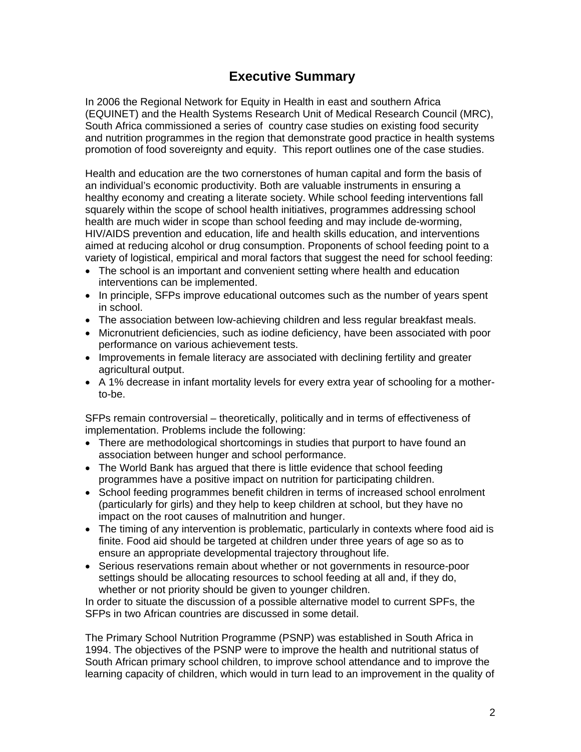# Executive Summary

In 2006 the Regional Network for Equity in Health in east and southern Africa (EQUINET) and the Health Systems Research Unit of Medical Research Council (MRC), South Africa commissioned a series of country case studies on existing food security and nutrition programmes in the region that demonstrate good practice in health systems promotion of food sovereignty and equity. This report outlines one of the case studies.

Health and education are the two cornerstones of human capital and form the basis of an individual's economic productivity. Both are valuable instruments in ensuring a healthy economy and creating a literate society. While school feeding interventions fall squarely within the scope of school health initiatives, programmes addressing school health are much wider in scope than school feeding and may include de-worming, HIV/AIDS prevention and education, life and health skills education, and interventions aimed at reducing alcohol or drug consumption. Proponents of school feeding point to a variety of logistical, empirical and moral factors that suggest the need for school feeding:

- The school is an important and convenient setting where health and education interventions can be implemented.
- In principle, SFPs improve educational outcomes such as the number of years spent in school.
- The association between low-achieving children and less regular breakfast meals.
- Micronutrient deficiencies, such as iodine deficiency, have been associated with poor performance on various achievement tests.
- Improvements in female literacy are associated with declining fertility and greater agricultural output.
- A 1% decrease in infant mortality levels for every extra year of schooling for a mother-to-be.

SFPs remain controversial – theoretically, politically and in terms of effectiveness of implementation. Problems include the following:

- There are methodological shortcomings in studies that purport to have found an association between hunger and school performance.
- The World Bank has argued that there is little evidence that school feeding programmes have a positive impact on nutrition for participating children.
- School feeding programmes benefit children in terms of increased school enrolment (particularly for girls) and they help to keep children at school, but they have no impact on the root causes of malnutrition and hunger.
- The timing of any intervention is problematic, particularly in contexts where food aid is finite. Food aid should be targeted at children under three years of age so as to ensure an appropriate developmental trajectory throughout life.
- Serious reservations remain about whether or not governments in resource-poor settings should be allocating resources to school feeding at all and, if they do, whether or not priority should be given to younger children.

In order to situate the discussion of a possible alternative model to current SPFs, the SFPs in two African countries are discussed in some detail.

The Primary School Nutrition Programme (PSNP) was established in South Africa in 1994. The objectives of the PSNP were to improve the health and nutritional status of South African primary school children, to improve school attendance and to improve the learning capacity of children, which would in turn lead to an improvement in the quality of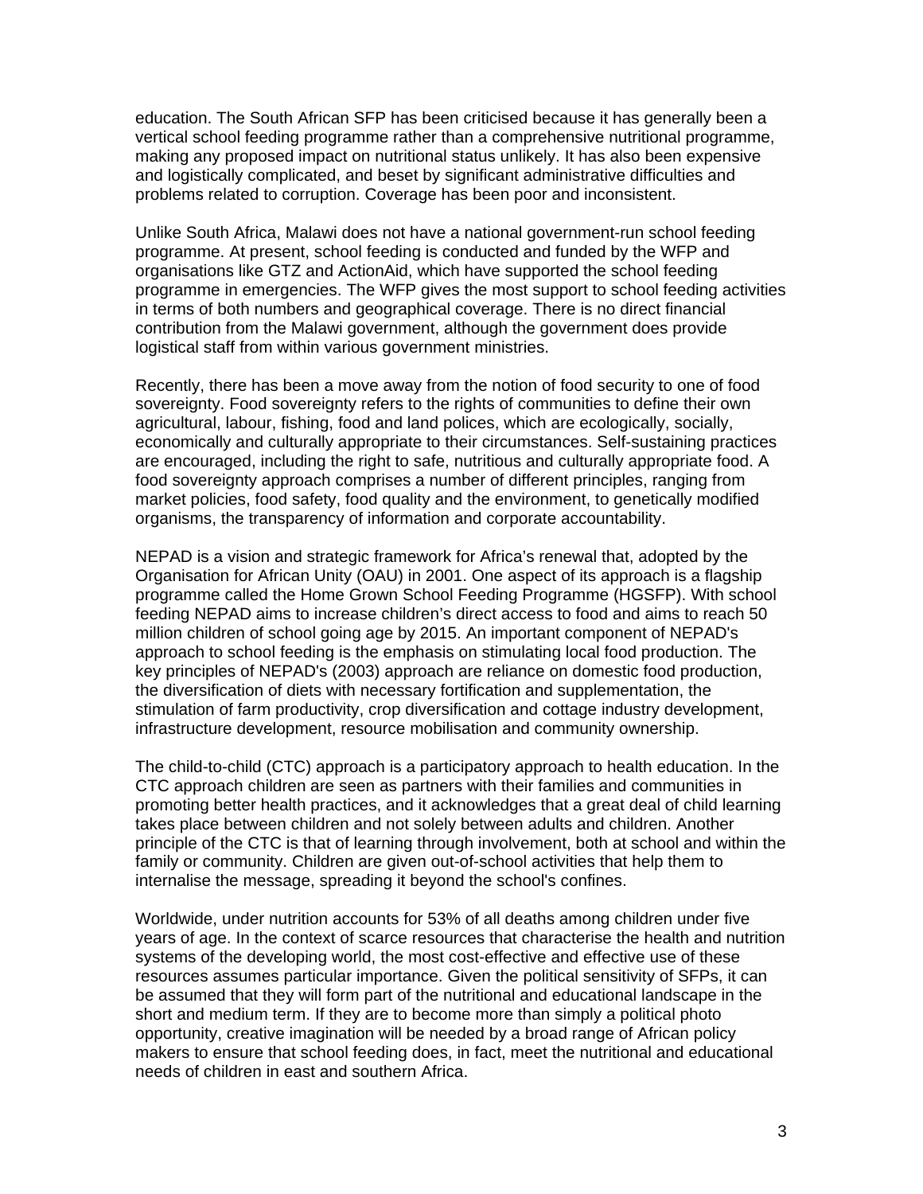education. The South African SFP has been criticised because it has generally been a vertical school feeding programme rather than a comprehensive nutritional programme, making any proposed impact on nutritional status unlikely. It has also been expensive and logistically complicated, and beset by significant administrative difficulties and problems related to corruption. Coverage has been poor and inconsistent.

Unlike South Africa, Malawi does not have a national government-run school feeding programme. At present, school feeding is conducted and funded by the WFP and organisations like GTZ and ActionAid, which have supported the school feeding programme in emergencies. The WFP gives the most support to school feeding activities in terms of both numbers and geographical coverage. There is no direct financial contribution from the Malawi government, although the government does provide logistical staff from within various government ministries.

Recently, there has been a move away from the notion of food security to one of food sovereignty. Food sovereignty refers to the rights of communities to define their own agricultural, labour, fishing, food and land polices, which are ecologically, socially, economically and culturally appropriate to their circumstances. Self-sustaining practices are encouraged, including the right to safe, nutritious and culturally appropriate food. A food sovereignty approach comprises a number of different principles, ranging from market policies, food safety, food quality and the environment, to genetically modified organisms, the transparency of information and corporate accountability.

NEPAD is a vision and strategic framework for Africa's renewal that, adopted by the Organisation for African Unity (OAU) in 2001. One aspect of its approach is a flagship programme called the Home Grown School Feeding Programme (HGSFP). With school feeding NEPAD aims to increase children's direct access to food and aims to reach 50 million children of school going age by 2015. An important component of NEPAD's approach to school feeding is the emphasis on stimulating local food production. The key principles of NEPAD's (2003) approach are reliance on domestic food production, the diversification of diets with necessary fortification and supplementation, the stimulation of farm productivity, crop diversification and cottage industry development, infrastructure development, resource mobilisation and community ownership.

The child-to-child (CTC) approach is a participatory approach to health education. In the CTC approach children are seen as partners with their families and communities in promoting better health practices, and it acknowledges that a great deal of child learning takes place between children and not solely between adults and children. Another principle of the CTC is that of learning through involvement, both at school and within the family or community. Children are given out-of-school activities that help them to internalise the message, spreading it beyond the school's confines.

Worldwide, under nutrition accounts for 53% of all deaths among children under five years of age. In the context of scarce resources that characterise the health and nutrition systems of the developing world, the most cost-effective and effective use of these resources assumes particular importance. Given the political sensitivity of SFPs, it can be assumed that they will form part of the nutritional and educational landscape in the short and medium term. If they are to become more than simply a political photo opportunity, creative imagination will be needed by a broad range of African policy makers to ensure that school feeding does, in fact, meet the nutritional and educational needs of children in east and southern Africa.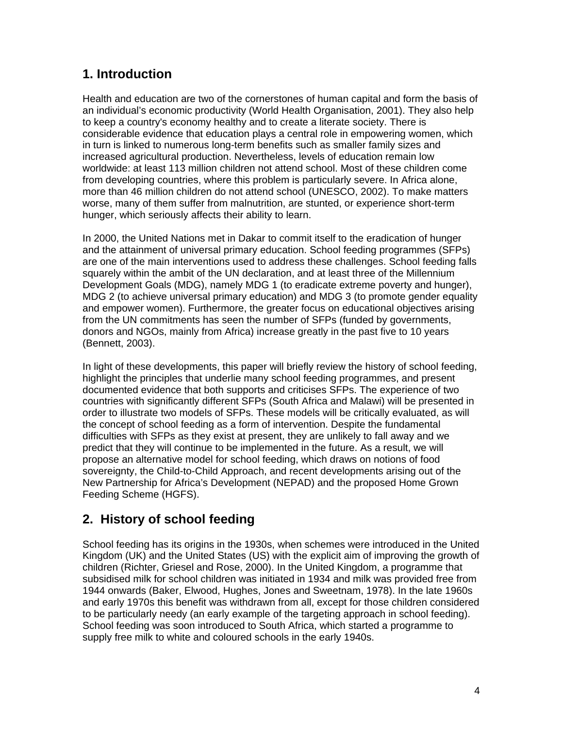## 1. Introduction

Health and education are two of the cornerstones of human capital and form the basis of an individual's economic productivity (World Health Organisation, 2001). They also help to keep a country's economy healthy and to create a literate society. There is considerable evidence that education plays a central role in empowering women, which in turn is linked to numerous long-term benefits such as smaller family sizes and increased agricultural production. Nevertheless, levels of education remain low worldwide: at least 113 million children not attend school. Most of these children come from developing countries, where this problem is particularly severe. In Africa alone, more than 46 million children do not attend school (UNESCO, 2002). To make matters worse, many of them suffer from malnutrition, are stunted, or experience short-term hunger, which seriously affects their ability to learn.

In 2000, the United Nations met in Dakar to commit itself to the eradication of hunger and the attainment of universal primary education. School feeding programmes (SFPs) are one of the main interventions used to address these challenges. School feeding falls squarely within the ambit of the UN declaration, and at least three of the Millennium Development Goals (MDG), namely MDG 1 (to eradicate extreme poverty and hunger), MDG 2 (to achieve universal primary education) and MDG 3 (to promote gender equality and empower women). Furthermore, the greater focus on educational objectives arising from the UN commitments has seen the number of SFPs (funded by governments, donors and NGOs, mainly from Africa) increase greatly in the past five to 10 years (Bennett, 2003).

In light of these developments, this paper will briefly review the history of school feeding, highlight the principles that underlie many school feeding programmes, and present documented evidence that both supports and criticises SFPs. The experience of two countries with significantly different SFPs (South Africa and Malawi) will be presented in order to illustrate two models of SFPs. These models will be critically evaluated, as will the concept of school feeding as a form of intervention. Despite the fundamental difficulties with SFPs as they exist at present, they are unlikely to fall away and we predict that they will continue to be implemented in the future. As a result, we will propose an alternative model for school feeding, which draws on notions of food sovereignty, the Child-to-Child Approach, and recent developments arising out of the New Partnership for Africa's Development (NEPAD) and the proposed Home Grown Feeding Scheme (HGFS).

## 2. History of school feeding

School feeding has its origins in the 1930s, when schemes were introduced in the United Kingdom (UK) and the United States (US) with the explicit aim of improving the growth of children (Richter, Griesel and Rose, 2000). In the United Kingdom, a programme that subsidised milk for school children was initiated in 1934 and milk was provided free from 1944 onwards (Baker, Elwood, Hughes, Jones and Sweetnam, 1978). In the late 1960s and early 1970s this benefit was withdrawn from all, except for those children considered to be particularly needy (an early example of the targeting approach in school feeding). School feeding was soon introduced to South Africa, which started a programme to supply free milk to white and coloured schools in the early 1940s.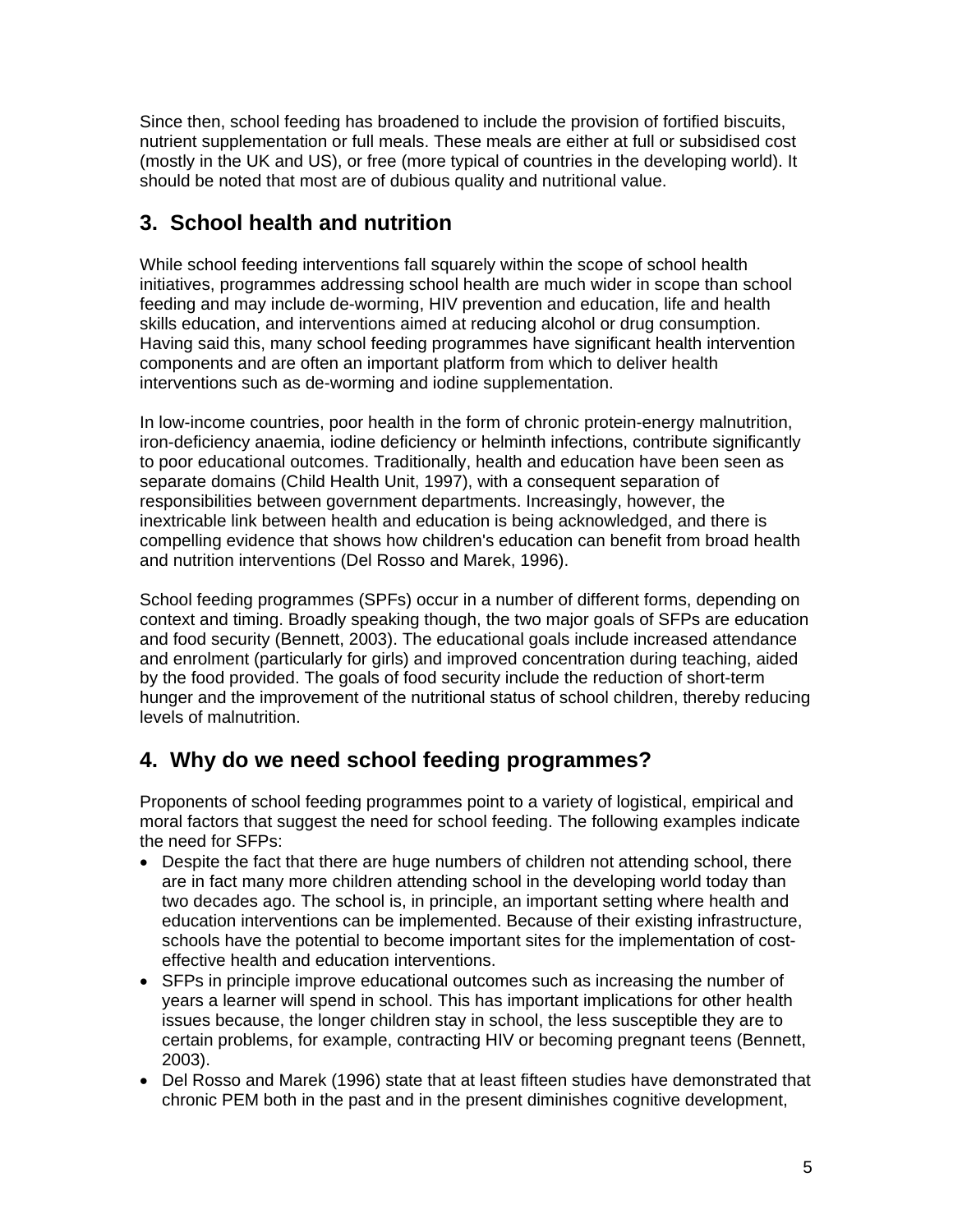Since then, school feeding has broadened to include the provision of fortified biscuits, nutrient supplementation or full meals. These meals are either at full or subsidised cost (mostly in the UK and US), or free (more typical of countries in the developing world). It should be noted that most are of dubious quality and nutritional value.

## 3. School health and nutrition

While school feeding interventions fall squarely within the scope of school health initiatives, programmes addressing school health are much wider in scope than school feeding and may include de-worming, HIV prevention and education, life and health skills education, and interventions aimed at reducing alcohol or drug consumption. Having said this, many school feeding programmes have significant health intervention components and are often an important platform from which to deliver health interventions such as de-worming and iodine supplementation.

In low-income countries, poor health in the form of chronic protein-energy malnutrition, iron-deficiency anaemia, iodine deficiency or helminth infections, contribute significantly to poor educational outcomes. Traditionally, health and education have been seen as separate domains (Child Health Unit, 1997), with a consequent separation of responsibilities between government departments. Increasingly, however, the inextricable link between health and education is being acknowledged, and there is compelling evidence that shows how children's education can benefit from broad health and nutrition interventions (Del Rosso and Marek, 1996).

School feeding programmes (SPFs) occur in a number of different forms, depending on context and timing. Broadly speaking though, the two major goals of SFPs are education and food security (Bennett, 2003). The educational goals include increased attendance and enrolment (particularly for girls) and improved concentration during teaching, aided by the food provided. The goals of food security include the reduction of short-term hunger and the improvement of the nutritional status of school children, thereby reducing levels of malnutrition.

## 4. Why do we need school feeding programmes?

Proponents of school feeding programmes point to a variety of logistical, empirical and moral factors that suggest the need for school feeding. The following examples indicate the need for SFPs:

- Despite the fact that there are huge numbers of children not attending school, there are in fact many more children attending school in the developing world today than two decades ago. The school is, in principle, an important setting where health and education interventions can be implemented. Because of their existing infrastructure, schools have the potential to become important sites for the implementation of cost-effective health and education interventions.
- SFPs in principle improve educational outcomes such as increasing the number of years a learner will spend in school. This has important implications for other health issues because, the longer children stay in school, the less susceptible they are to certain problems, for example, contracting HIV or becoming pregnant teens (Bennett, 2003).
- Del Rosso and Marek (1996) state that at least fifteen studies have demonstrated that chronic PEM both in the past and in the present diminishes cognitive development,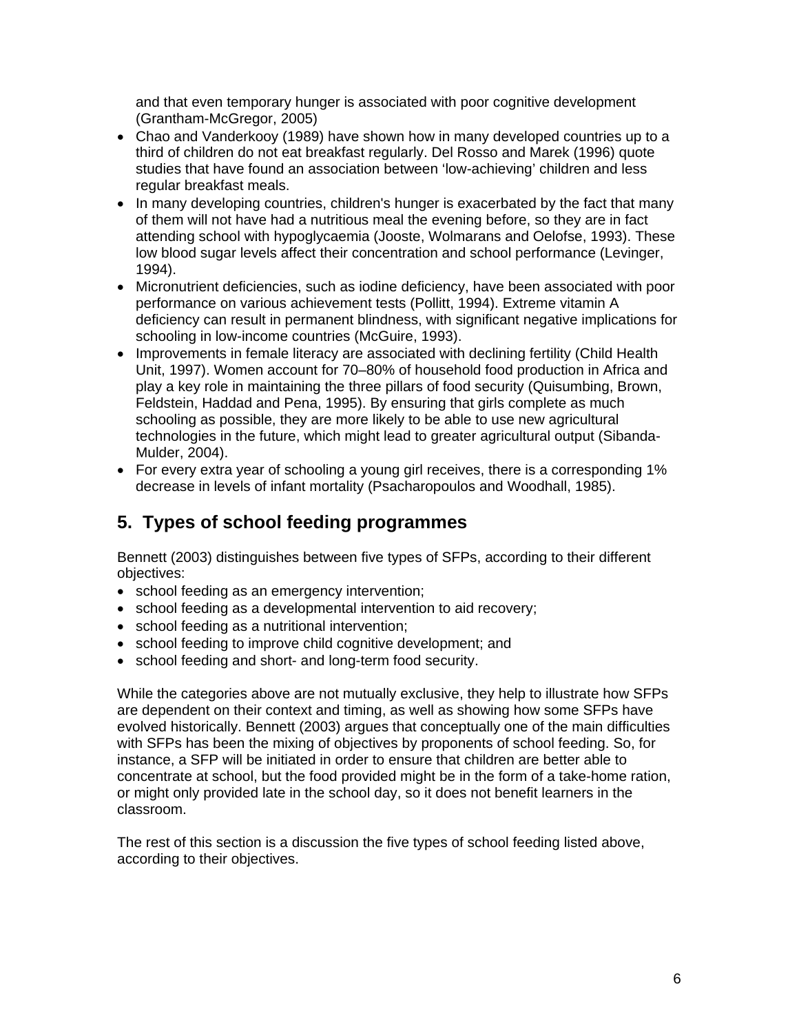and that even temporary hunger is associated with poor cognitive development (Grantham-McGregor, 2005)

- Chao and Vanderkooy (1989) have shown how in many developed countries up to a third of children do not eat breakfast regularly. Del Rosso and Marek (1996) quote studies that have found an association between 'low-achieving' children and less regular breakfast meals.
- In many developing countries, children's hunger is exacerbated by the fact that many of them will not have had a nutritious meal the evening before, so they are in fact attending school with hypoglycaemia (Jooste, Wolmarans and Oelofse, 1993). These low blood sugar levels affect their concentration and school performance (Levinger, 1994).
- Micronutrient deficiencies, such as iodine deficiency, have been associated with poor performance on various achievement tests (Pollitt, 1994). Extreme vitamin A deficiency can result in permanent blindness, with significant negative implications for schooling in low-income countries (McGuire, 1993).
- Improvements in female literacy are associated with declining fertility (Child Health Unit, 1997). Women account for 70–80% of household food production in Africa and play a key role in maintaining the three pillars of food security (Quisumbing, Brown, Feldstein, Haddad and Pena, 1995). By ensuring that girls complete as much schooling as possible, they are more likely to be able to use new agricultural technologies in the future, which might lead to greater agricultural output (Sibanda-Mulder, 2004).
- For every extra year of schooling a young girl receives, there is a corresponding 1% decrease in levels of infant mortality (Psacharopoulos and Woodhall, 1985).

## 5. Types of school feeding programmes

Bennett (2003) distinguishes between five types of SFPs, according to their different objectives:

- school feeding as an emergency intervention;
- school feeding as a developmental intervention to aid recovery;
- school feeding as a nutritional intervention;
- school feeding to improve child cognitive development; and
- school feeding and short- and long-term food security.

While the categories above are not mutually exclusive, they help to illustrate how SFPs are dependent on their context and timing, as well as showing how some SFPs have evolved historically. Bennett (2003) argues that conceptually one of the main difficulties with SFPs has been the mixing of objectives by proponents of school feeding. So, for instance, a SFP will be initiated in order to ensure that children are better able to concentrate at school, but the food provided might be in the form of a take-home ration, or might only provided late in the school day, so it does not benefit learners in the classroom.

The rest of this section is a discussion the five types of school feeding listed above, according to their objectives.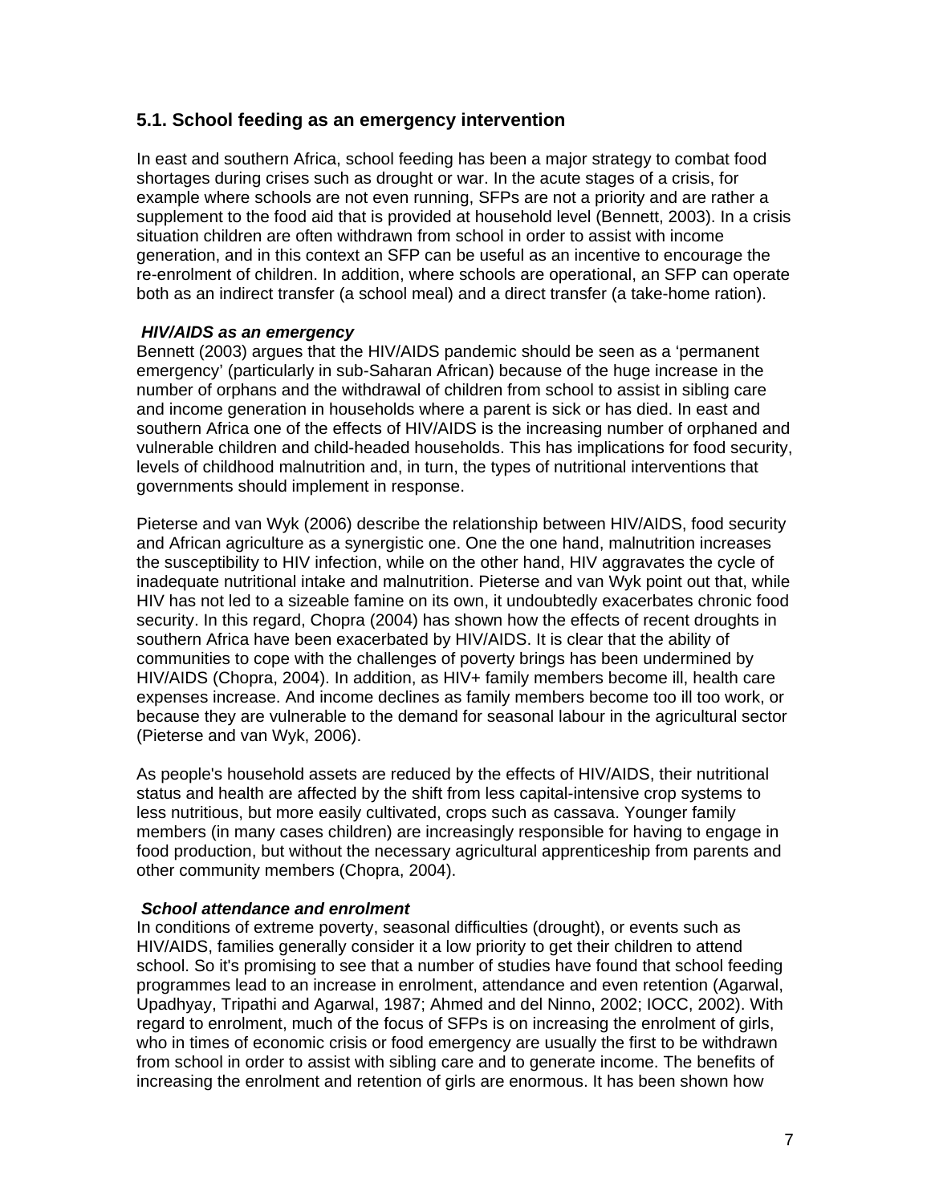## 5.1. School feeding as an emergency intervention

In east and southern Africa, school feeding has been a major strategy to combat food shortages during crises such as drought or war. In the acute stages of a crisis, for example where schools are not even running, SFPs are not a priority and are rather a supplement to the food aid that is provided at household level (Bennett, 2003). In a crisis situation children are often withdrawn from school in order to assist with income generation, and in this context an SFP can be useful as an incentive to encourage the re-enrolment of children. In addition, where schools are operational, an SFP can operate both as an indirect transfer (a school meal) and a direct transfer (a take-home ration).

***HIV/AIDS as an emergency***

Bennett (2003) argues that the HIV/AIDS pandemic should be seen as a 'permanent emergency' (particularly in sub-Saharan African) because of the huge increase in the number of orphans and the withdrawal of children from school to assist in sibling care and income generation in households where a parent is sick or has died. In east and southern Africa one of the effects of HIV/AIDS is the increasing number of orphaned and vulnerable children and child-headed households. This has implications for food security, levels of childhood malnutrition and, in turn, the types of nutritional interventions that governments should implement in response.

Pieterse and van Wyk (2006) describe the relationship between HIV/AIDS, food security and African agriculture as a synergistic one. One the one hand, malnutrition increases the susceptibility to HIV infection, while on the other hand, HIV aggravates the cycle of inadequate nutritional intake and malnutrition. Pieterse and van Wyk point out that, while HIV has not led to a sizeable famine on its own, it undoubtedly exacerbates chronic food security. In this regard, Chopra (2004) has shown how the effects of recent droughts in southern Africa have been exacerbated by HIV/AIDS. It is clear that the ability of communities to cope with the challenges of poverty brings has been undermined by HIV/AIDS (Chopra, 2004). In addition, as HIV+ family members become ill, health care expenses increase. And income declines as family members become too ill too work, or because they are vulnerable to the demand for seasonal labour in the agricultural sector (Pieterse and van Wyk, 2006).

As people's household assets are reduced by the effects of HIV/AIDS, their nutritional status and health are affected by the shift from less capital-intensive crop systems to less nutritious, but more easily cultivated, crops such as cassava. Younger family members (in many cases children) are increasingly responsible for having to engage in food production, but without the necessary agricultural apprenticeship from parents and other community members (Chopra, 2004).

***School attendance and enrolment***

In conditions of extreme poverty, seasonal difficulties (drought), or events such as HIV/AIDS, families generally consider it a low priority to get their children to attend school. So it's promising to see that a number of studies have found that school feeding programmes lead to an increase in enrolment, attendance and even retention (Agarwal, Upadhyay, Tripathi and Agarwal, 1987; Ahmed and del Ninno, 2002; IOCC, 2002). With regard to enrolment, much of the focus of SFPs is on increasing the enrolment of girls, who in times of economic crisis or food emergency are usually the first to be withdrawn from school in order to assist with sibling care and to generate income. The benefits of increasing the enrolment and retention of girls are enormous. It has been shown how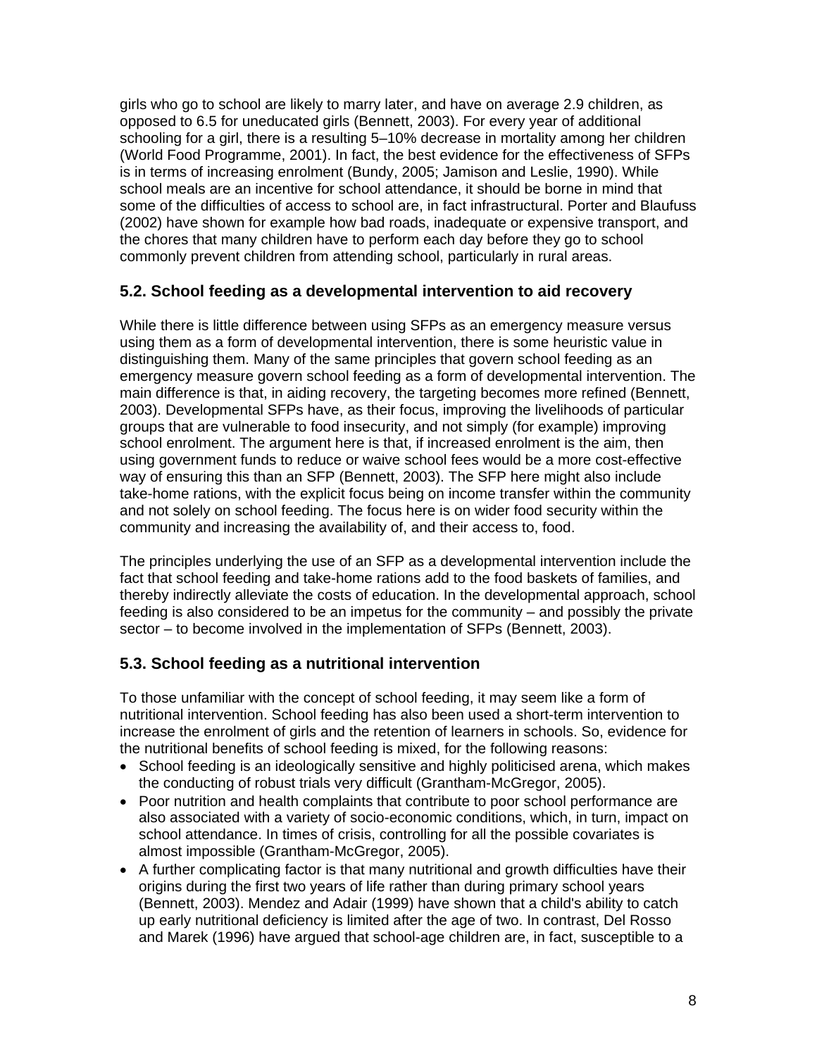girls who go to school are likely to marry later, and have on average 2.9 children, as opposed to 6.5 for uneducated girls (Bennett, 2003). For every year of additional schooling for a girl, there is a resulting 5–10% decrease in mortality among her children (World Food Programme, 2001). In fact, the best evidence for the effectiveness of SFPs is in terms of increasing enrolment (Bundy, 2005; Jamison and Leslie, 1990). While school meals are an incentive for school attendance, it should be borne in mind that some of the difficulties of access to school are, in fact infrastructural. Porter and Blaufuss (2002) have shown for example how bad roads, inadequate or expensive transport, and the chores that many children have to perform each day before they go to school commonly prevent children from attending school, particularly in rural areas.

### 5.2. School feeding as a developmental intervention to aid recovery

While there is little difference between using SFPs as an emergency measure versus using them as a form of developmental intervention, there is some heuristic value in distinguishing them. Many of the same principles that govern school feeding as an emergency measure govern school feeding as a form of developmental intervention. The main difference is that, in aiding recovery, the targeting becomes more refined (Bennett, 2003). Developmental SFPs have, as their focus, improving the livelihoods of particular groups that are vulnerable to food insecurity, and not simply (for example) improving school enrolment. The argument here is that, if increased enrolment is the aim, then using government funds to reduce or waive school fees would be a more cost-effective way of ensuring this than an SFP (Bennett, 2003). The SFP here might also include take-home rations, with the explicit focus being on income transfer within the community and not solely on school feeding. The focus here is on wider food security within the community and increasing the availability of, and their access to, food.

The principles underlying the use of an SFP as a developmental intervention include the fact that school feeding and take-home rations add to the food baskets of families, and thereby indirectly alleviate the costs of education. In the developmental approach, school feeding is also considered to be an impetus for the community – and possibly the private sector – to become involved in the implementation of SFPs (Bennett, 2003).

### 5.3. School feeding as a nutritional intervention

To those unfamiliar with the concept of school feeding, it may seem like a form of nutritional intervention. School feeding has also been used a short-term intervention to increase the enrolment of girls and the retention of learners in schools. So, evidence for the nutritional benefits of school feeding is mixed, for the following reasons:

- School feeding is an ideologically sensitive and highly politicised arena, which makes the conducting of robust trials very difficult (Grantham-McGregor, 2005).
- Poor nutrition and health complaints that contribute to poor school performance are also associated with a variety of socio-economic conditions, which, in turn, impact on school attendance. In times of crisis, controlling for all the possible covariates is almost impossible (Grantham-McGregor, 2005).
- A further complicating factor is that many nutritional and growth difficulties have their origins during the first two years of life rather than during primary school years (Bennett, 2003). Mendez and Adair (1999) have shown that a child's ability to catch up early nutritional deficiency is limited after the age of two. In contrast, Del Rosso and Marek (1996) have argued that school-age children are, in fact, susceptible to a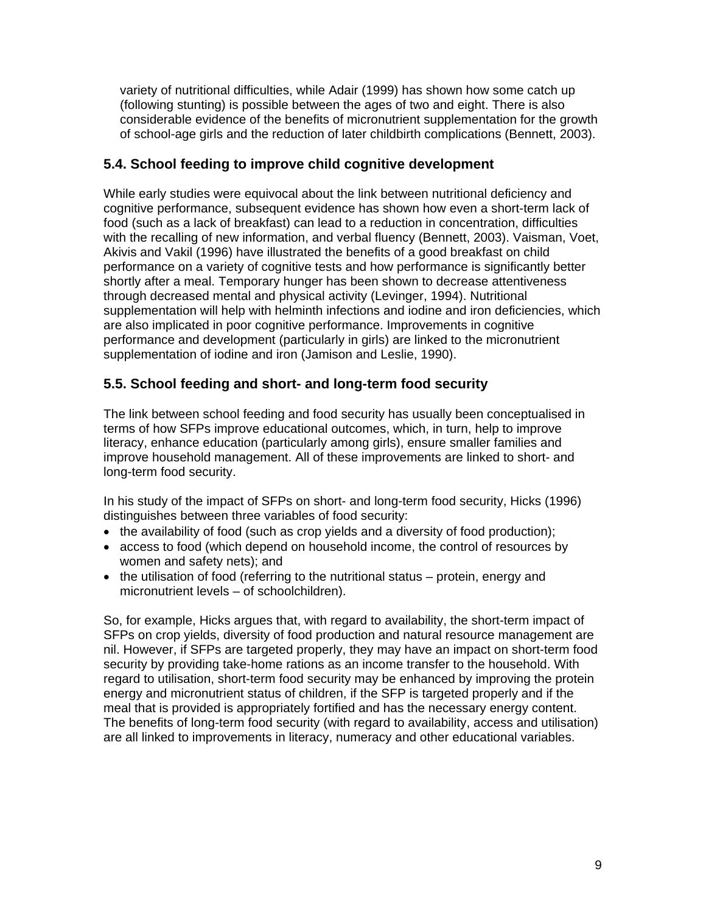variety of nutritional difficulties, while Adair (1999) has shown how some catch up (following stunting) is possible between the ages of two and eight. There is also considerable evidence of the benefits of micronutrient supplementation for the growth of school-age girls and the reduction of later childbirth complications (Bennett, 2003).

## 5.4. School feeding to improve child cognitive development

While early studies were equivocal about the link between nutritional deficiency and cognitive performance, subsequent evidence has shown how even a short-term lack of food (such as a lack of breakfast) can lead to a reduction in concentration, difficulties with the recalling of new information, and verbal fluency (Bennett, 2003). Vaisman, Voet, Akivis and Vakil (1996) have illustrated the benefits of a good breakfast on child performance on a variety of cognitive tests and how performance is significantly better shortly after a meal. Temporary hunger has been shown to decrease attentiveness through decreased mental and physical activity (Levinger, 1994). Nutritional supplementation will help with helminth infections and iodine and iron deficiencies, which are also implicated in poor cognitive performance. Improvements in cognitive performance and development (particularly in girls) are linked to the micronutrient supplementation of iodine and iron (Jamison and Leslie, 1990).

## 5.5. School feeding and short- and long-term food security

The link between school feeding and food security has usually been conceptualised in terms of how SFPs improve educational outcomes, which, in turn, help to improve literacy, enhance education (particularly among girls), ensure smaller families and improve household management. All of these improvements are linked to short- and long-term food security.

In his study of the impact of SFPs on short- and long-term food security, Hicks (1996) distinguishes between three variables of food security:

- the availability of food (such as crop yields and a diversity of food production);
- access to food (which depend on household income, the control of resources by women and safety nets); and
- the utilisation of food (referring to the nutritional status – protein, energy and micronutrient levels – of schoolchildren).

So, for example, Hicks argues that, with regard to availability, the short-term impact of SFPs on crop yields, diversity of food production and natural resource management are nil. However, if SFPs are targeted properly, they may have an impact on short-term food security by providing take-home rations as an income transfer to the household. With regard to utilisation, short-term food security may be enhanced by improving the protein energy and micronutrient status of children, if the SFP is targeted properly and if the meal that is provided is appropriately fortified and has the necessary energy content. The benefits of long-term food security (with regard to availability, access and utilisation) are all linked to improvements in literacy, numeracy and other educational variables.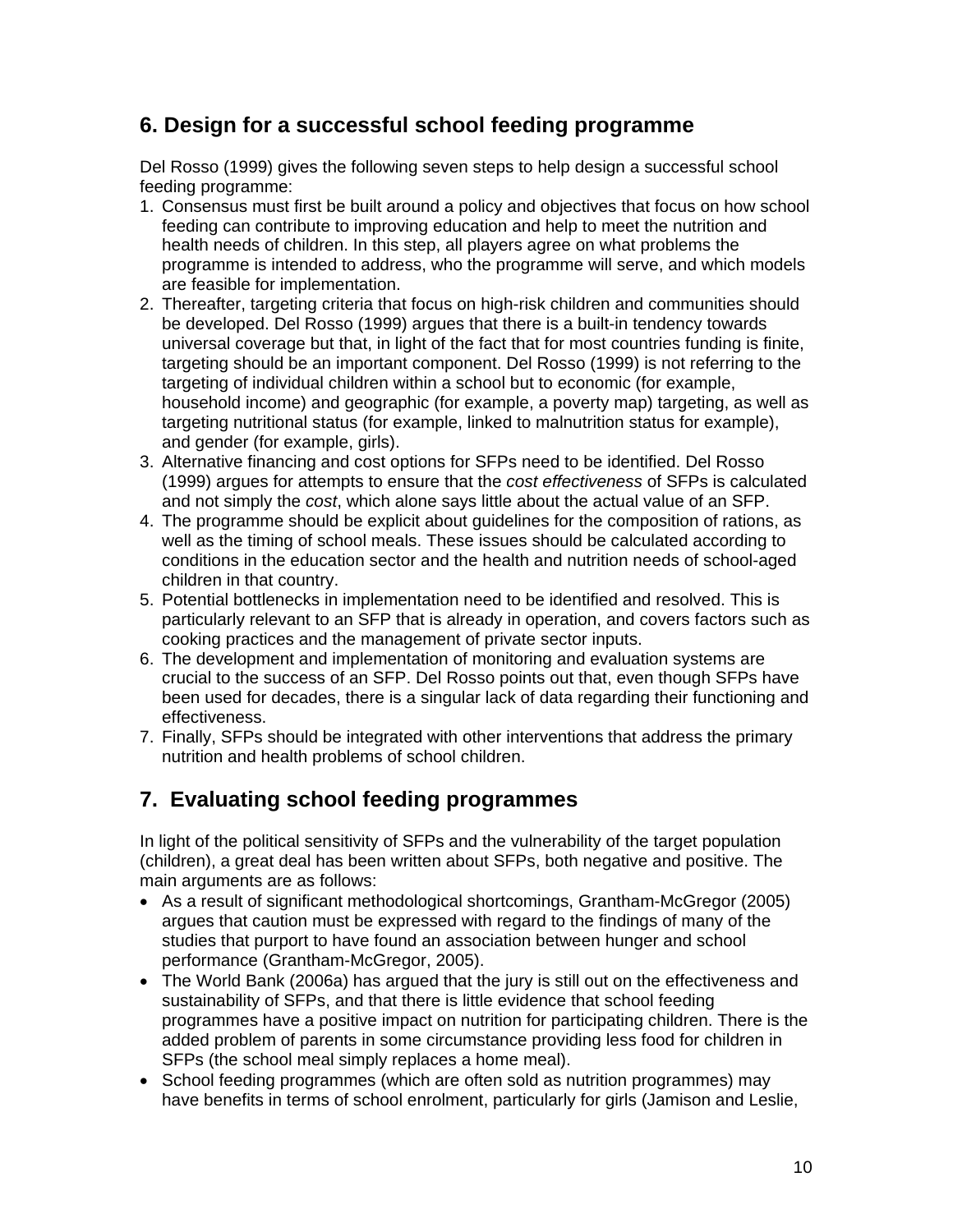## 6. Design for a successful school feeding programme

Del Rosso (1999) gives the following seven steps to help design a successful school feeding programme:

1. Consensus must first be built around a policy and objectives that focus on how school feeding can contribute to improving education and help to meet the nutrition and health needs of children. In this step, all players agree on what problems the programme is intended to address, who the programme will serve, and which models are feasible for implementation.
2. Thereafter, targeting criteria that focus on high-risk children and communities should be developed. Del Rosso (1999) argues that there is a built-in tendency towards universal coverage but that, in light of the fact that for most countries funding is finite, targeting should be an important component. Del Rosso (1999) is not referring to the targeting of individual children within a school but to economic (for example, household income) and geographic (for example, a poverty map) targeting, as well as targeting nutritional status (for example, linked to malnutrition status for example), and gender (for example, girls).
3. Alternative financing and cost options for SFPs need to be identified. Del Rosso (1999) argues for attempts to ensure that the *cost effectiveness* of SFPs is calculated and not simply the *cost*, which alone says little about the actual value of an SFP.
4. The programme should be explicit about guidelines for the composition of rations, as well as the timing of school meals. These issues should be calculated according to conditions in the education sector and the health and nutrition needs of school-aged children in that country.
5. Potential bottlenecks in implementation need to be identified and resolved. This is particularly relevant to an SFP that is already in operation, and covers factors such as cooking practices and the management of private sector inputs.
6. The development and implementation of monitoring and evaluation systems are crucial to the success of an SFP. Del Rosso points out that, even though SFPs have been used for decades, there is a singular lack of data regarding their functioning and effectiveness.
7. Finally, SFPs should be integrated with other interventions that address the primary nutrition and health problems of school children.

## 7. Evaluating school feeding programmes

In light of the political sensitivity of SFPs and the vulnerability of the target population (children), a great deal has been written about SFPs, both negative and positive. The main arguments are as follows:

- As a result of significant methodological shortcomings, Grantham-McGregor (2005) argues that caution must be expressed with regard to the findings of many of the studies that purport to have found an association between hunger and school performance (Grantham-McGregor, 2005).
- The World Bank (2006a) has argued that the jury is still out on the effectiveness and sustainability of SFPs, and that there is little evidence that school feeding programmes have a positive impact on nutrition for participating children. There is the added problem of parents in some circumstance providing less food for children in SFPs (the school meal simply replaces a home meal).
- School feeding programmes (which are often sold as nutrition programmes) may have benefits in terms of school enrolment, particularly for girls (Jamison and Leslie,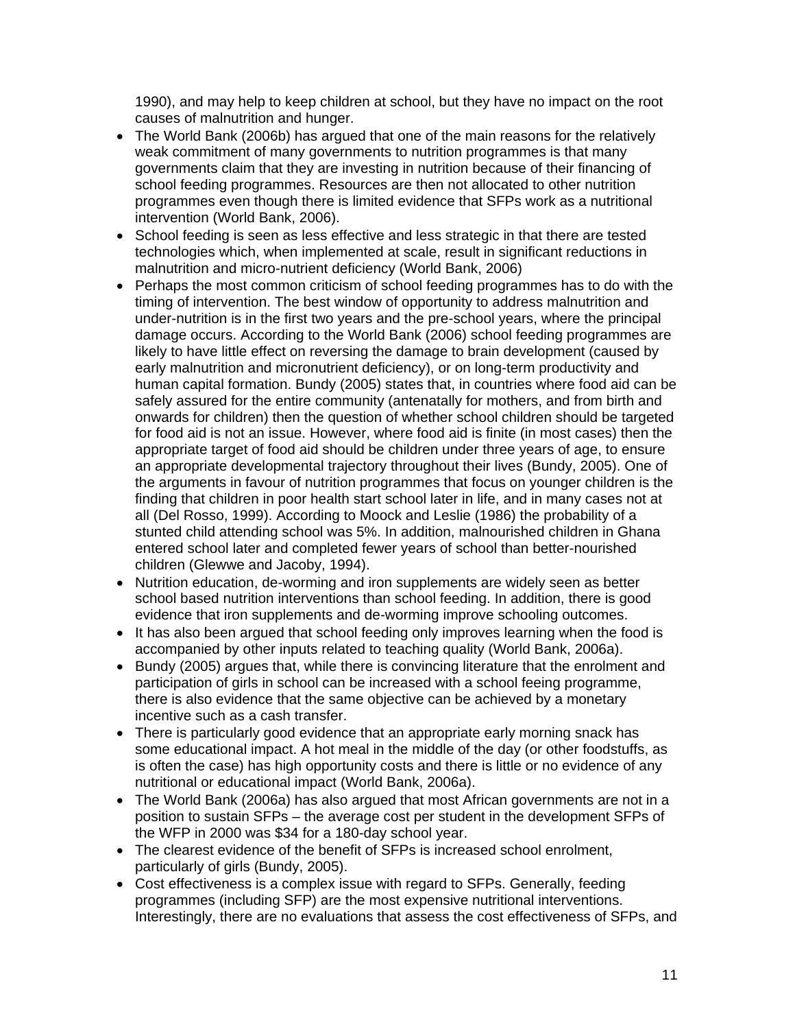1990), and may help to keep children at school, but they have no impact on the root causes of malnutrition and hunger.

- The World Bank (2006b) has argued that one of the main reasons for the relatively weak commitment of many governments to nutrition programmes is that many governments claim that they are investing in nutrition because of their financing of school feeding programmes. Resources are then not allocated to other nutrition programmes even though there is limited evidence that SFPs work as a nutritional intervention (World Bank, 2006).
- School feeding is seen as less effective and less strategic in that there are tested technologies which, when implemented at scale, result in significant reductions in malnutrition and micro-nutrient deficiency (World Bank, 2006)
- Perhaps the most common criticism of school feeding programmes has to do with the timing of intervention. The best window of opportunity to address malnutrition and under-nutrition is in the first two years and the pre-school years, where the principal damage occurs. According to the World Bank (2006) school feeding programmes are likely to have little effect on reversing the damage to brain development (caused by early malnutrition and micronutrient deficiency), or on long-term productivity and human capital formation. Bundy (2005) states that, in countries where food aid can be safely assured for the entire community (antenatally for mothers, and from birth and onwards for children) then the question of whether school children should be targeted for food aid is not an issue. However, where food aid is finite (in most cases) then the appropriate target of food aid should be children under three years of age, to ensure an appropriate developmental trajectory throughout their lives (Bundy, 2005). One of the arguments in favour of nutrition programmes that focus on younger children is the finding that children in poor health start school later in life, and in many cases not at all (Del Rosso, 1999). According to Moock and Leslie (1986) the probability of a stunted child attending school was 5%. In addition, malnourished children in Ghana entered school later and completed fewer years of school than better-nourished children (Glewwe and Jacoby, 1994).
- Nutrition education, de-worming and iron supplements are widely seen as better school based nutrition interventions than school feeding. In addition, there is good evidence that iron supplements and de-worming improve schooling outcomes.
- It has also been argued that school feeding only improves learning when the food is accompanied by other inputs related to teaching quality (World Bank, 2006a).
- Bundy (2005) argues that, while there is convincing literature that the enrolment and participation of girls in school can be increased with a school feeing programme, there is also evidence that the same objective can be achieved by a monetary incentive such as a cash transfer.
- There is particularly good evidence that an appropriate early morning snack has some educational impact. A hot meal in the middle of the day (or other foodstuffs, as is often the case) has high opportunity costs and there is little or no evidence of any nutritional or educational impact (World Bank, 2006a).
- The World Bank (2006a) has also argued that most African governments are not in a position to sustain SFPs – the average cost per student in the development SFPs of the WFP in 2000 was $34 for a 180-day school year.
- The clearest evidence of the benefit of SFPs is increased school enrolment, particularly of girls (Bundy, 2005).
- Cost effectiveness is a complex issue with regard to SFPs. Generally, feeding programmes (including SFP) are the most expensive nutritional interventions. Interestingly, there are no evaluations that assess the cost effectiveness of SFPs, and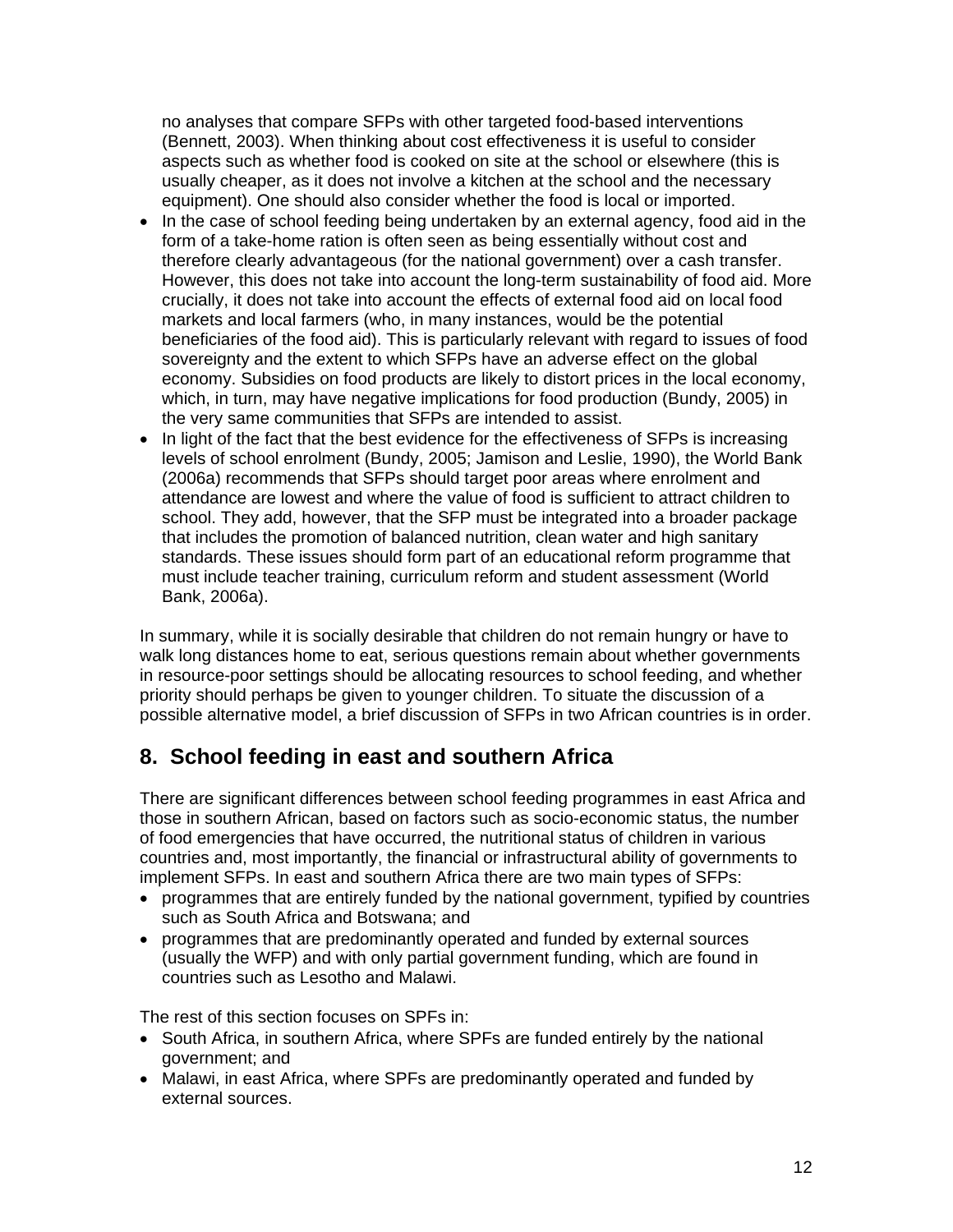no analyses that compare SFPs with other targeted food-based interventions (Bennett, 2003). When thinking about cost effectiveness it is useful to consider aspects such as whether food is cooked on site at the school or elsewhere (this is usually cheaper, as it does not involve a kitchen at the school and the necessary equipment). One should also consider whether the food is local or imported.

- In the case of school feeding being undertaken by an external agency, food aid in the form of a take-home ration is often seen as being essentially without cost and therefore clearly advantageous (for the national government) over a cash transfer. However, this does not take into account the long-term sustainability of food aid. More crucially, it does not take into account the effects of external food aid on local food markets and local farmers (who, in many instances, would be the potential beneficiaries of the food aid). This is particularly relevant with regard to issues of food sovereignty and the extent to which SFPs have an adverse effect on the global economy. Subsidies on food products are likely to distort prices in the local economy, which, in turn, may have negative implications for food production (Bundy, 2005) in the very same communities that SFPs are intended to assist.
- In light of the fact that the best evidence for the effectiveness of SFPs is increasing levels of school enrolment (Bundy, 2005; Jamison and Leslie, 1990), the World Bank (2006a) recommends that SFPs should target poor areas where enrolment and attendance are lowest and where the value of food is sufficient to attract children to school. They add, however, that the SFP must be integrated into a broader package that includes the promotion of balanced nutrition, clean water and high sanitary standards. These issues should form part of an educational reform programme that must include teacher training, curriculum reform and student assessment (World Bank, 2006a).

In summary, while it is socially desirable that children do not remain hungry or have to walk long distances home to eat, serious questions remain about whether governments in resource-poor settings should be allocating resources to school feeding, and whether priority should perhaps be given to younger children. To situate the discussion of a possible alternative model, a brief discussion of SFPs in two African countries is in order.

## 8. School feeding in east and southern Africa

There are significant differences between school feeding programmes in east Africa and those in southern African, based on factors such as socio-economic status, the number of food emergencies that have occurred, the nutritional status of children in various countries and, most importantly, the financial or infrastructural ability of governments to implement SFPs. In east and southern Africa there are two main types of SFPs:

- programmes that are entirely funded by the national government, typified by countries such as South Africa and Botswana; and
- programmes that are predominantly operated and funded by external sources (usually the WFP) and with only partial government funding, which are found in countries such as Lesotho and Malawi.

The rest of this section focuses on SPFs in:

- South Africa, in southern Africa, where SPFs are funded entirely by the national government; and
- Malawi, in east Africa, where SPFs are predominantly operated and funded by external sources.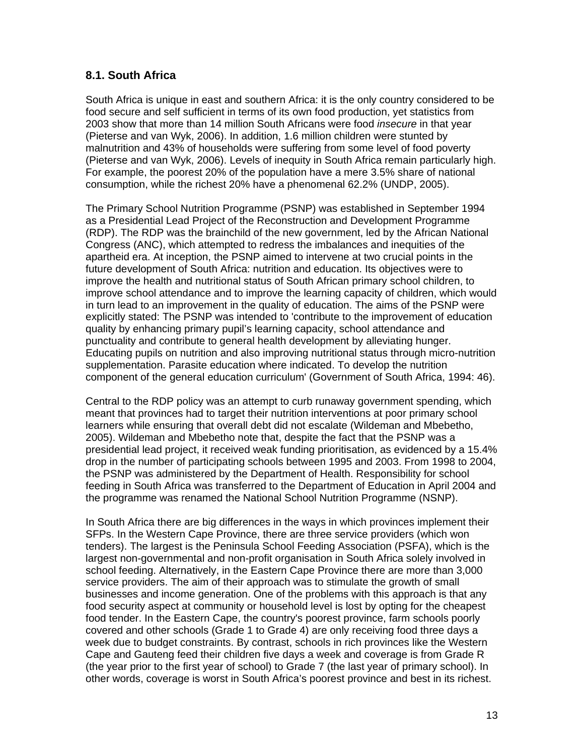## 8.1. South Africa

South Africa is unique in east and southern Africa: it is the only country considered to be food secure and self sufficient in terms of its own food production, yet statistics from 2003 show that more than 14 million South Africans were food *insecure* in that year (Pieterse and van Wyk, 2006). In addition, 1.6 million children were stunted by malnutrition and 43% of households were suffering from some level of food poverty (Pieterse and van Wyk, 2006). Levels of inequity in South Africa remain particularly high. For example, the poorest 20% of the population have a mere 3.5% share of national consumption, while the richest 20% have a phenomenal 62.2% (UNDP, 2005).

The Primary School Nutrition Programme (PSNP) was established in September 1994 as a Presidential Lead Project of the Reconstruction and Development Programme (RDP). The RDP was the brainchild of the new government, led by the African National Congress (ANC), which attempted to redress the imbalances and inequities of the apartheid era. At inception, the PSNP aimed to intervene at two crucial points in the future development of South Africa: nutrition and education. Its objectives were to improve the health and nutritional status of South African primary school children, to improve school attendance and to improve the learning capacity of children, which would in turn lead to an improvement in the quality of education. The aims of the PSNP were explicitly stated: The PSNP was intended to 'contribute to the improvement of education quality by enhancing primary pupil's learning capacity, school attendance and punctuality and contribute to general health development by alleviating hunger. Educating pupils on nutrition and also improving nutritional status through micro-nutrition supplementation. Parasite education where indicated. To develop the nutrition component of the general education curriculum' (Government of South Africa, 1994: 46).

Central to the RDP policy was an attempt to curb runaway government spending, which meant that provinces had to target their nutrition interventions at poor primary school learners while ensuring that overall debt did not escalate (Wildeman and Mbebetho, 2005). Wildeman and Mbebetho note that, despite the fact that the PSNP was a presidential lead project, it received weak funding prioritisation, as evidenced by a 15.4% drop in the number of participating schools between 1995 and 2003. From 1998 to 2004, the PSNP was administered by the Department of Health. Responsibility for school feeding in South Africa was transferred to the Department of Education in April 2004 and the programme was renamed the National School Nutrition Programme (NSNP).

In South Africa there are big differences in the ways in which provinces implement their SFPs. In the Western Cape Province, there are three service providers (which won tenders). The largest is the Peninsula School Feeding Association (PSFA), which is the largest non-governmental and non-profit organisation in South Africa solely involved in school feeding. Alternatively, in the Eastern Cape Province there are more than 3,000 service providers. The aim of their approach was to stimulate the growth of small businesses and income generation. One of the problems with this approach is that any food security aspect at community or household level is lost by opting for the cheapest food tender. In the Eastern Cape, the country's poorest province, farm schools poorly covered and other schools (Grade 1 to Grade 4) are only receiving food three days a week due to budget constraints. By contrast, schools in rich provinces like the Western Cape and Gauteng feed their children five days a week and coverage is from Grade R (the year prior to the first year of school) to Grade 7 (the last year of primary school). In other words, coverage is worst in South Africa's poorest province and best in its richest.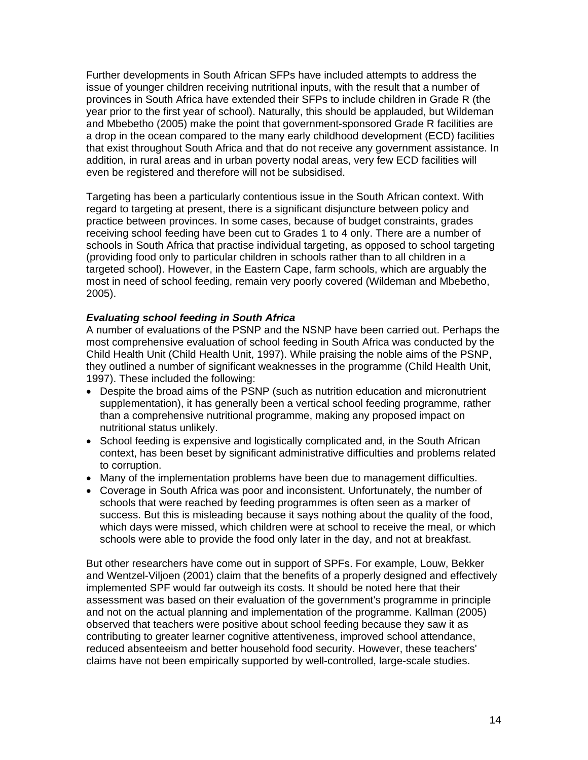Further developments in South African SFPs have included attempts to address the issue of younger children receiving nutritional inputs, with the result that a number of provinces in South Africa have extended their SFPs to include children in Grade R (the year prior to the first year of school). Naturally, this should be applauded, but Wildeman and Mbebetho (2005) make the point that government-sponsored Grade R facilities are a drop in the ocean compared to the many early childhood development (ECD) facilities that exist throughout South Africa and that do not receive any government assistance. In addition, in rural areas and in urban poverty nodal areas, very few ECD facilities will even be registered and therefore will not be subsidised.

Targeting has been a particularly contentious issue in the South African context. With regard to targeting at present, there is a significant disjuncture between policy and practice between provinces. In some cases, because of budget constraints, grades receiving school feeding have been cut to Grades 1 to 4 only. There are a number of schools in South Africa that practise individual targeting, as opposed to school targeting (providing food only to particular children in schools rather than to all children in a targeted school). However, in the Eastern Cape, farm schools, which are arguably the most in need of school feeding, remain very poorly covered (Wildeman and Mbebetho, 2005).

***Evaluating school feeding in South Africa***

A number of evaluations of the PSNP and the NSNP have been carried out. Perhaps the most comprehensive evaluation of school feeding in South Africa was conducted by the Child Health Unit (Child Health Unit, 1997). While praising the noble aims of the PSNP, they outlined a number of significant weaknesses in the programme (Child Health Unit, 1997). These included the following:

- Despite the broad aims of the PSNP (such as nutrition education and micronutrient supplementation), it has generally been a vertical school feeding programme, rather than a comprehensive nutritional programme, making any proposed impact on nutritional status unlikely.
- School feeding is expensive and logistically complicated and, in the South African context, has been beset by significant administrative difficulties and problems related to corruption.
- Many of the implementation problems have been due to management difficulties.
- Coverage in South Africa was poor and inconsistent. Unfortunately, the number of schools that were reached by feeding programmes is often seen as a marker of success. But this is misleading because it says nothing about the quality of the food, which days were missed, which children were at school to receive the meal, or which schools were able to provide the food only later in the day, and not at breakfast.

But other researchers have come out in support of SPFs. For example, Louw, Bekker and Wentzel-Viljoen (2001) claim that the benefits of a properly designed and effectively implemented SPF would far outweigh its costs. It should be noted here that their assessment was based on their evaluation of the government's programme in principle and not on the actual planning and implementation of the programme. Kallman (2005) observed that teachers were positive about school feeding because they saw it as contributing to greater learner cognitive attentiveness, improved school attendance, reduced absenteeism and better household food security. However, these teachers' claims have not been empirically supported by well-controlled, large-scale studies.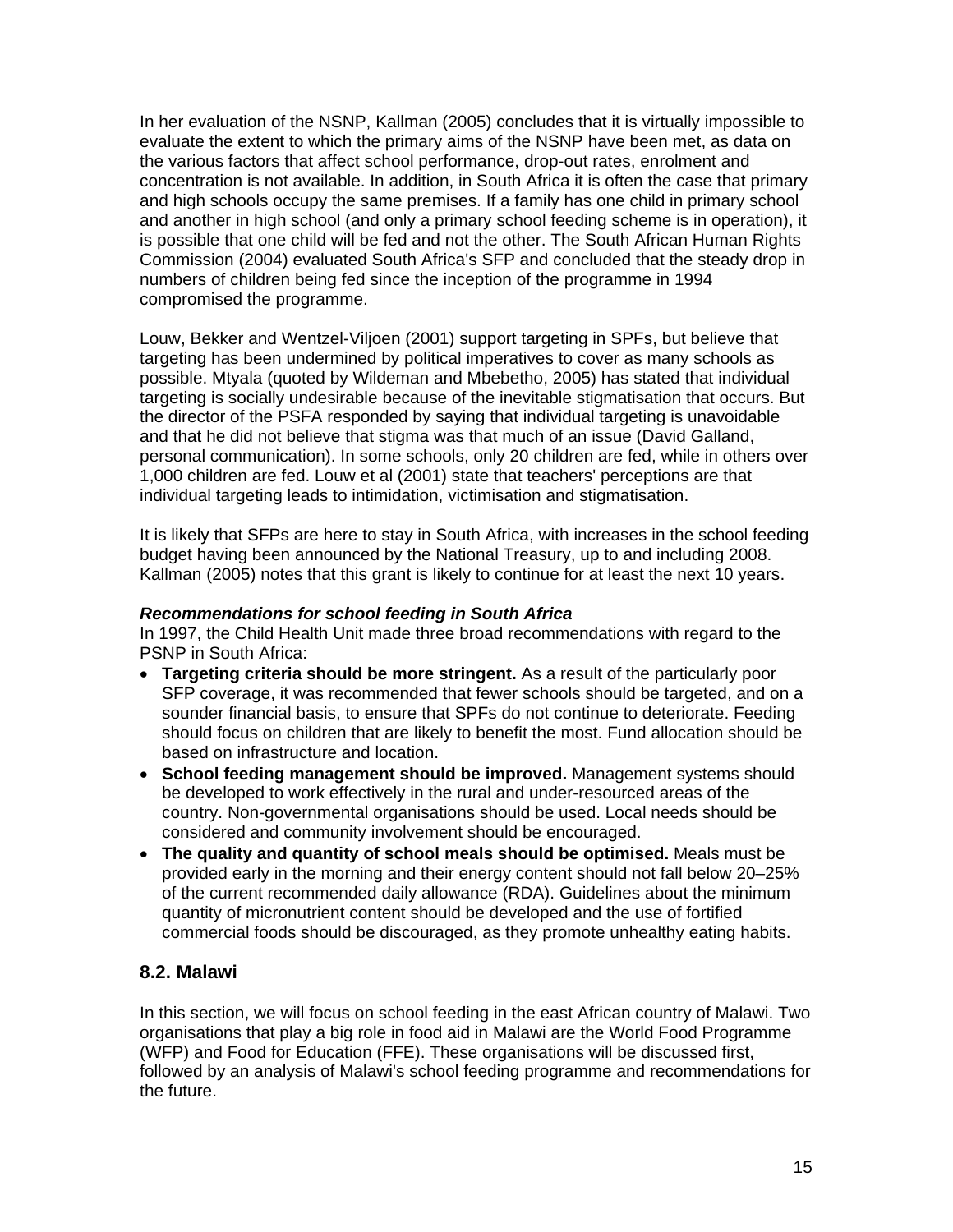In her evaluation of the NSNP, Kallman (2005) concludes that it is virtually impossible to evaluate the extent to which the primary aims of the NSNP have been met, as data on the various factors that affect school performance, drop-out rates, enrolment and concentration is not available. In addition, in South Africa it is often the case that primary and high schools occupy the same premises. If a family has one child in primary school and another in high school (and only a primary school feeding scheme is in operation), it is possible that one child will be fed and not the other. The South African Human Rights Commission (2004) evaluated South Africa's SFP and concluded that the steady drop in numbers of children being fed since the inception of the programme in 1994 compromised the programme.

Louw, Bekker and Wentzel-Viljoen (2001) support targeting in SPFs, but believe that targeting has been undermined by political imperatives to cover as many schools as possible. Mtyala (quoted by Wildeman and Mbebetho, 2005) has stated that individual targeting is socially undesirable because of the inevitable stigmatisation that occurs. But the director of the PSFA responded by saying that individual targeting is unavoidable and that he did not believe that stigma was that much of an issue (David Galland, personal communication). In some schools, only 20 children are fed, while in others over 1,000 children are fed. Louw et al (2001) state that teachers' perceptions are that individual targeting leads to intimidation, victimisation and stigmatisation.

It is likely that SFPs are here to stay in South Africa, with increases in the school feeding budget having been announced by the National Treasury, up to and including 2008. Kallman (2005) notes that this grant is likely to continue for at least the next 10 years.

***Recommendations for school feeding in South Africa***

In 1997, the Child Health Unit made three broad recommendations with regard to the PSNP in South Africa:

- **Targeting criteria should be more stringent.** As a result of the particularly poor SFP coverage, it was recommended that fewer schools should be targeted, and on a sounder financial basis, to ensure that SPFs do not continue to deteriorate. Feeding should focus on children that are likely to benefit the most. Fund allocation should be based on infrastructure and location.
- **School feeding management should be improved.** Management systems should be developed to work effectively in the rural and under-resourced areas of the country. Non-governmental organisations should be used. Local needs should be considered and community involvement should be encouraged.
- **The quality and quantity of school meals should be optimised.** Meals must be provided early in the morning and their energy content should not fall below 20–25% of the current recommended daily allowance (RDA). Guidelines about the minimum quantity of micronutrient content should be developed and the use of fortified commercial foods should be discouraged, as they promote unhealthy eating habits.

## 8.2. Malawi

In this section, we will focus on school feeding in the east African country of Malawi. Two organisations that play a big role in food aid in Malawi are the World Food Programme (WFP) and Food for Education (FFE). These organisations will be discussed first, followed by an analysis of Malawi's school feeding programme and recommendations for the future.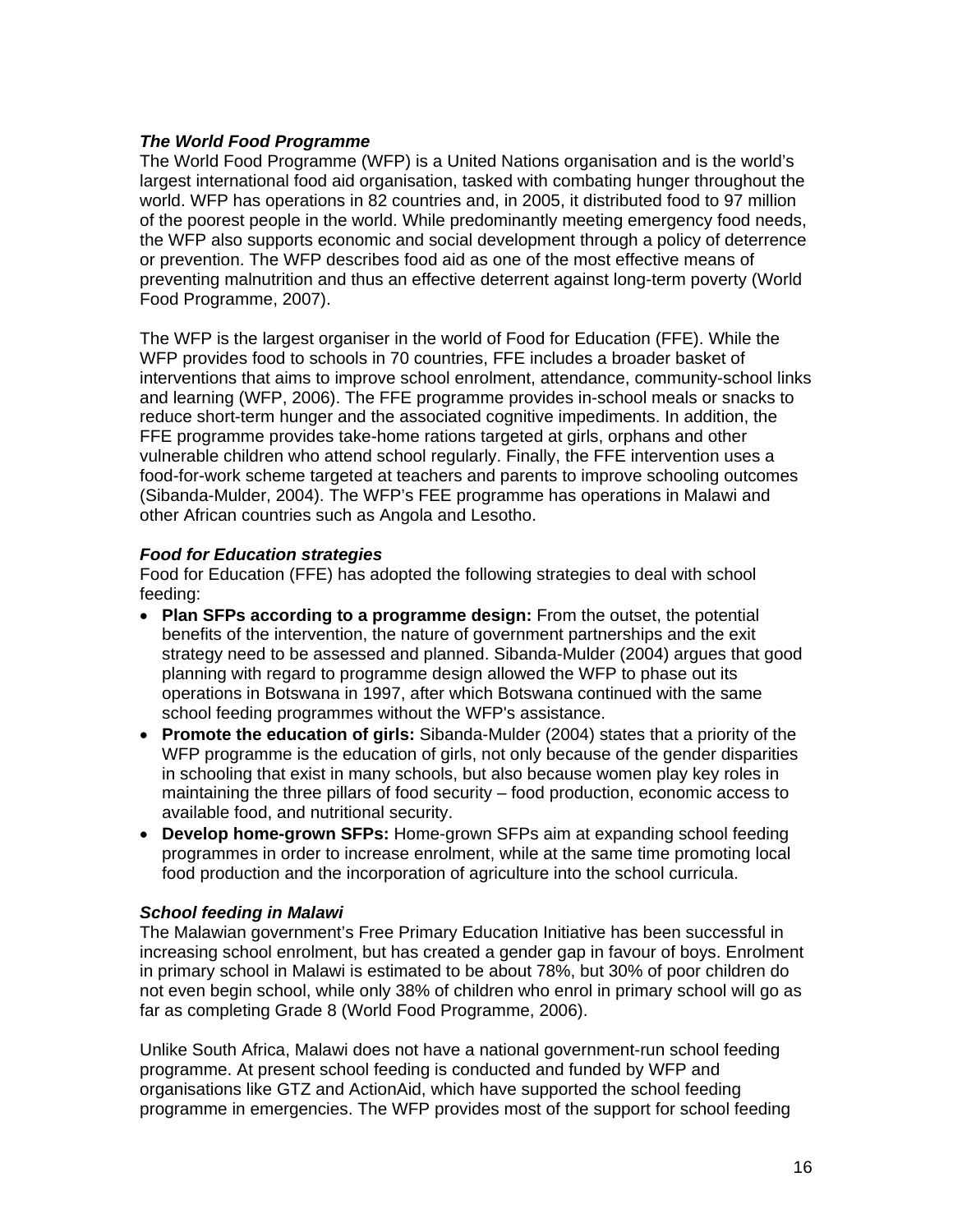### *The World Food Programme*

The World Food Programme (WFP) is a United Nations organisation and is the world's largest international food aid organisation, tasked with combating hunger throughout the world. WFP has operations in 82 countries and, in 2005, it distributed food to 97 million of the poorest people in the world. While predominantly meeting emergency food needs, the WFP also supports economic and social development through a policy of deterrence or prevention. The WFP describes food aid as one of the most effective means of preventing malnutrition and thus an effective deterrent against long-term poverty (World Food Programme, 2007).

The WFP is the largest organiser in the world of Food for Education (FFE). While the WFP provides food to schools in 70 countries, FFE includes a broader basket of interventions that aims to improve school enrolment, attendance, community-school links and learning (WFP, 2006). The FFE programme provides in-school meals or snacks to reduce short-term hunger and the associated cognitive impediments. In addition, the FFE programme provides take-home rations targeted at girls, orphans and other vulnerable children who attend school regularly. Finally, the FFE intervention uses a food-for-work scheme targeted at teachers and parents to improve schooling outcomes (Sibanda-Mulder, 2004). The WFP's FEE programme has operations in Malawi and other African countries such as Angola and Lesotho.

### *Food for Education strategies*

Food for Education (FFE) has adopted the following strategies to deal with school feeding:

- **Plan SFPs according to a programme design:** From the outset, the potential benefits of the intervention, the nature of government partnerships and the exit strategy need to be assessed and planned. Sibanda-Mulder (2004) argues that good planning with regard to programme design allowed the WFP to phase out its operations in Botswana in 1997, after which Botswana continued with the same school feeding programmes without the WFP's assistance.
- **Promote the education of girls:** Sibanda-Mulder (2004) states that a priority of the WFP programme is the education of girls, not only because of the gender disparities in schooling that exist in many schools, but also because women play key roles in maintaining the three pillars of food security – food production, economic access to available food, and nutritional security.
- **Develop home-grown SFPs:** Home-grown SFPs aim at expanding school feeding programmes in order to increase enrolment, while at the same time promoting local food production and the incorporation of agriculture into the school curricula.

### *School feeding in Malawi*

The Malawian government's Free Primary Education Initiative has been successful in increasing school enrolment, but has created a gender gap in favour of boys. Enrolment in primary school in Malawi is estimated to be about 78%, but 30% of poor children do not even begin school, while only 38% of children who enrol in primary school will go as far as completing Grade 8 (World Food Programme, 2006).

Unlike South Africa, Malawi does not have a national government-run school feeding programme. At present school feeding is conducted and funded by WFP and organisations like GTZ and ActionAid, which have supported the school feeding programme in emergencies. The WFP provides most of the support for school feeding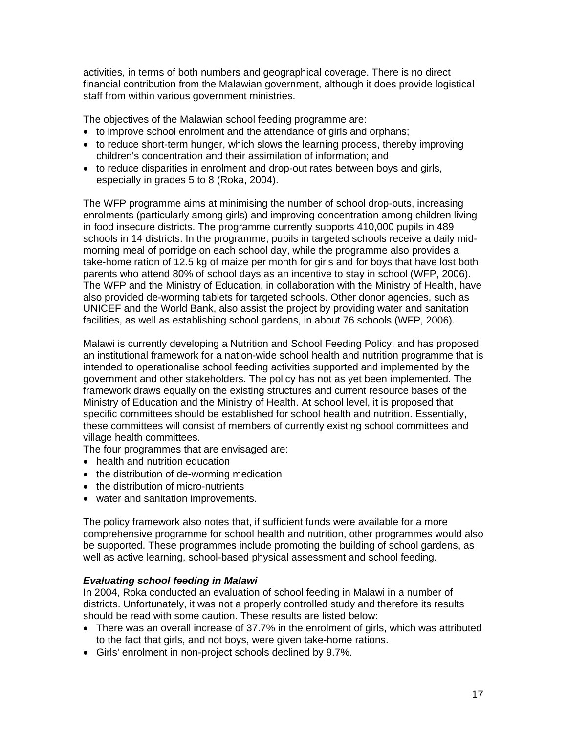activities, in terms of both numbers and geographical coverage. There is no direct financial contribution from the Malawian government, although it does provide logistical staff from within various government ministries.

The objectives of the Malawian school feeding programme are:

- to improve school enrolment and the attendance of girls and orphans;
- to reduce short-term hunger, which slows the learning process, thereby improving children's concentration and their assimilation of information; and
- to reduce disparities in enrolment and drop-out rates between boys and girls, especially in grades 5 to 8 (Roka, 2004).

The WFP programme aims at minimising the number of school drop-outs, increasing enrolments (particularly among girls) and improving concentration among children living in food insecure districts. The programme currently supports 410,000 pupils in 489 schools in 14 districts. In the programme, pupils in targeted schools receive a daily mid-morning meal of porridge on each school day, while the programme also provides a take-home ration of 12.5 kg of maize per month for girls and for boys that have lost both parents who attend 80% of school days as an incentive to stay in school (WFP, 2006). The WFP and the Ministry of Education, in collaboration with the Ministry of Health, have also provided de-worming tablets for targeted schools. Other donor agencies, such as UNICEF and the World Bank, also assist the project by providing water and sanitation facilities, as well as establishing school gardens, in about 76 schools (WFP, 2006).

Malawi is currently developing a Nutrition and School Feeding Policy, and has proposed an institutional framework for a nation-wide school health and nutrition programme that is intended to operationalise school feeding activities supported and implemented by the government and other stakeholders. The policy has not as yet been implemented. The framework draws equally on the existing structures and current resource bases of the Ministry of Education and the Ministry of Health. At school level, it is proposed that specific committees should be established for school health and nutrition. Essentially, these committees will consist of members of currently existing school committees and village health committees.

The four programmes that are envisaged are:

- health and nutrition education
- the distribution of de-worming medication
- the distribution of micro-nutrients
- water and sanitation improvements.

The policy framework also notes that, if sufficient funds were available for a more comprehensive programme for school health and nutrition, other programmes would also be supported. These programmes include promoting the building of school gardens, as well as active learning, school-based physical assessment and school feeding.

***Evaluating school feeding in Malawi***

In 2004, Roka conducted an evaluation of school feeding in Malawi in a number of districts. Unfortunately, it was not a properly controlled study and therefore its results should be read with some caution. These results are listed below:

- There was an overall increase of 37.7% in the enrolment of girls, which was attributed to the fact that girls, and not boys, were given take-home rations.
- Girls' enrolment in non-project schools declined by 9.7%.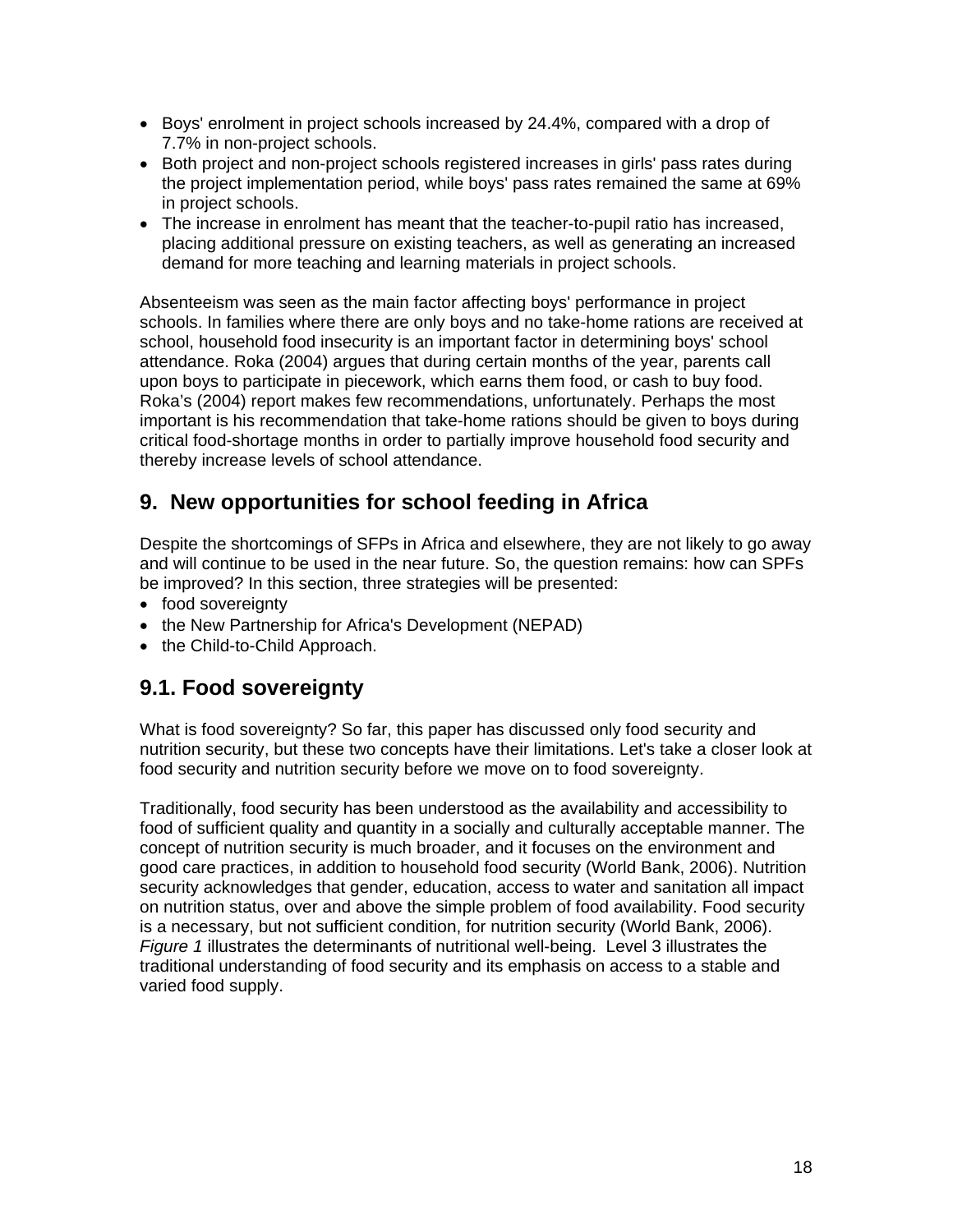- Boys' enrolment in project schools increased by 24.4%, compared with a drop of 7.7% in non-project schools.
- Both project and non-project schools registered increases in girls' pass rates during the project implementation period, while boys' pass rates remained the same at 69% in project schools.
- The increase in enrolment has meant that the teacher-to-pupil ratio has increased, placing additional pressure on existing teachers, as well as generating an increased demand for more teaching and learning materials in project schools.

Absenteeism was seen as the main factor affecting boys' performance in project schools. In families where there are only boys and no take-home rations are received at school, household food insecurity is an important factor in determining boys' school attendance. Roka (2004) argues that during certain months of the year, parents call upon boys to participate in piecework, which earns them food, or cash to buy food. Roka's (2004) report makes few recommendations, unfortunately. Perhaps the most important is his recommendation that take-home rations should be given to boys during critical food-shortage months in order to partially improve household food security and thereby increase levels of school attendance.

## 9. New opportunities for school feeding in Africa

Despite the shortcomings of SFPs in Africa and elsewhere, they are not likely to go away and will continue to be used in the near future. So, the question remains: how can SPFs be improved? In this section, three strategies will be presented:

- food sovereignty
- the New Partnership for Africa's Development (NEPAD)
- the Child-to-Child Approach.

## 9.1. Food sovereignty

What is food sovereignty? So far, this paper has discussed only food security and nutrition security, but these two concepts have their limitations. Let's take a closer look at food security and nutrition security before we move on to food sovereignty.

Traditionally, food security has been understood as the availability and accessibility to food of sufficient quality and quantity in a socially and culturally acceptable manner. The concept of nutrition security is much broader, and it focuses on the environment and good care practices, in addition to household food security (World Bank, 2006). Nutrition security acknowledges that gender, education, access to water and sanitation all impact on nutrition status, over and above the simple problem of food availability. Food security is a necessary, but not sufficient condition, for nutrition security (World Bank, 2006). *Figure 1* illustrates the determinants of nutritional well-being. Level 3 illustrates the traditional understanding of food security and its emphasis on access to a stable and varied food supply.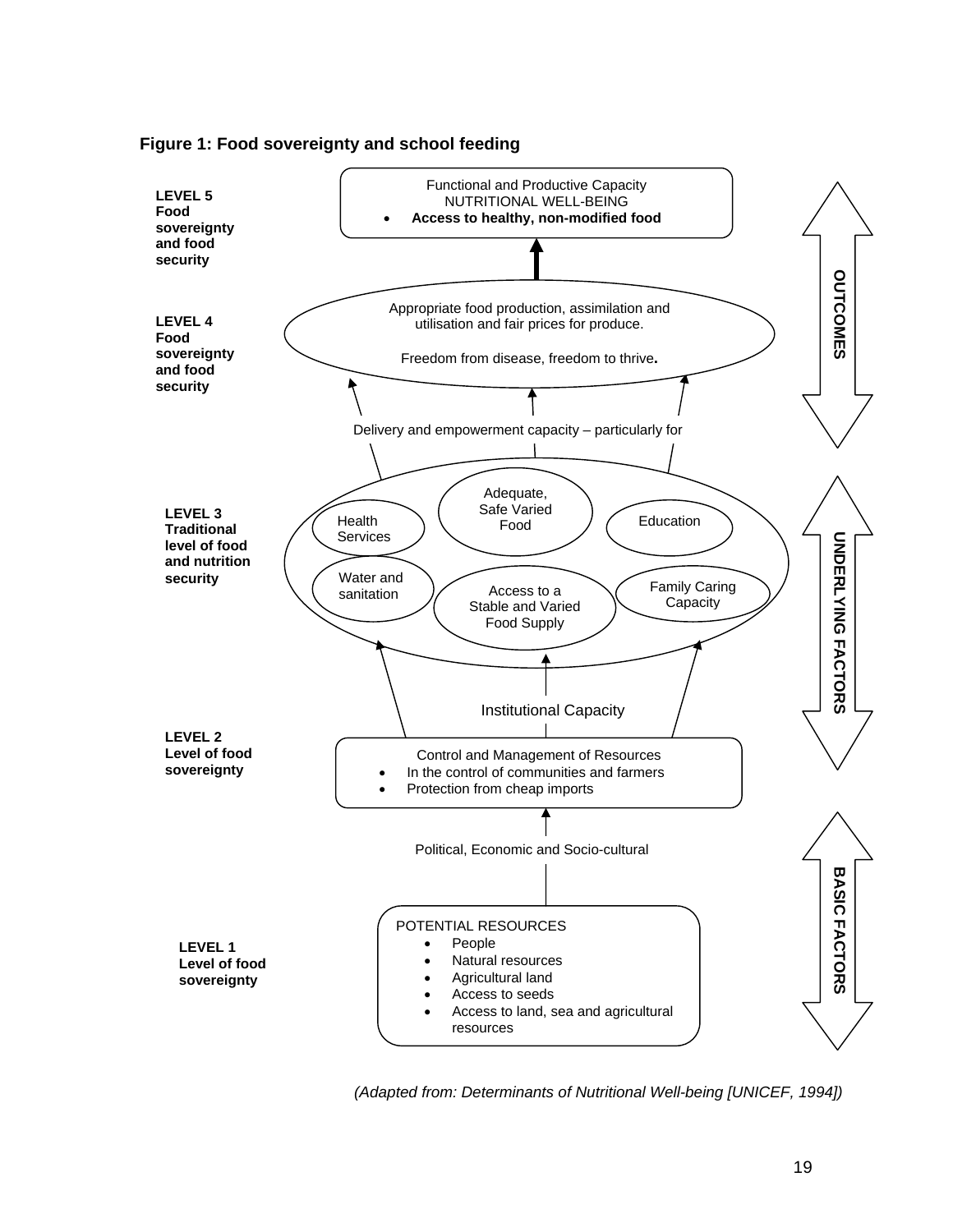**Figure 1: Food sovereignty and school feeding**

**LEVEL 5**
**Food sovereignty and food security**

Functional and Productive Capacity
NUTRITIONAL WELL-BEING
- **Access to healthy, non-modified food**

**LEVEL 4**
**Food sovereignty and food security**

Appropriate food production, assimilation and utilisation and fair prices for produce.

Freedom from disease, freedom to thrive**.**

Delivery and empowerment capacity – particularly for

**LEVEL 3**
**Traditional level of food and nutrition security**

- Health Services
- Adequate, Safe Varied Food
- Education
- Water and sanitation
- Access to a Stable and Varied Food Supply
- Family Caring Capacity

Institutional Capacity

**LEVEL 2**
**Level of food sovereignty**

Control and Management of Resources
- In the control of communities and farmers
- Protection from cheap imports

Political, Economic and Socio-cultural

**LEVEL 1**
**Level of food sovereignty**

POTENTIAL RESOURCES
- People
- Natural resources
- Agricultural land
- Access to seeds
- Access to land, sea and agricultural resources

**OUTCOMES**

**UNDERLYING FACTORS**

**BASIC FACTORS**

*(Adapted from: Determinants of Nutritional Well-being [UNICEF, 1994])*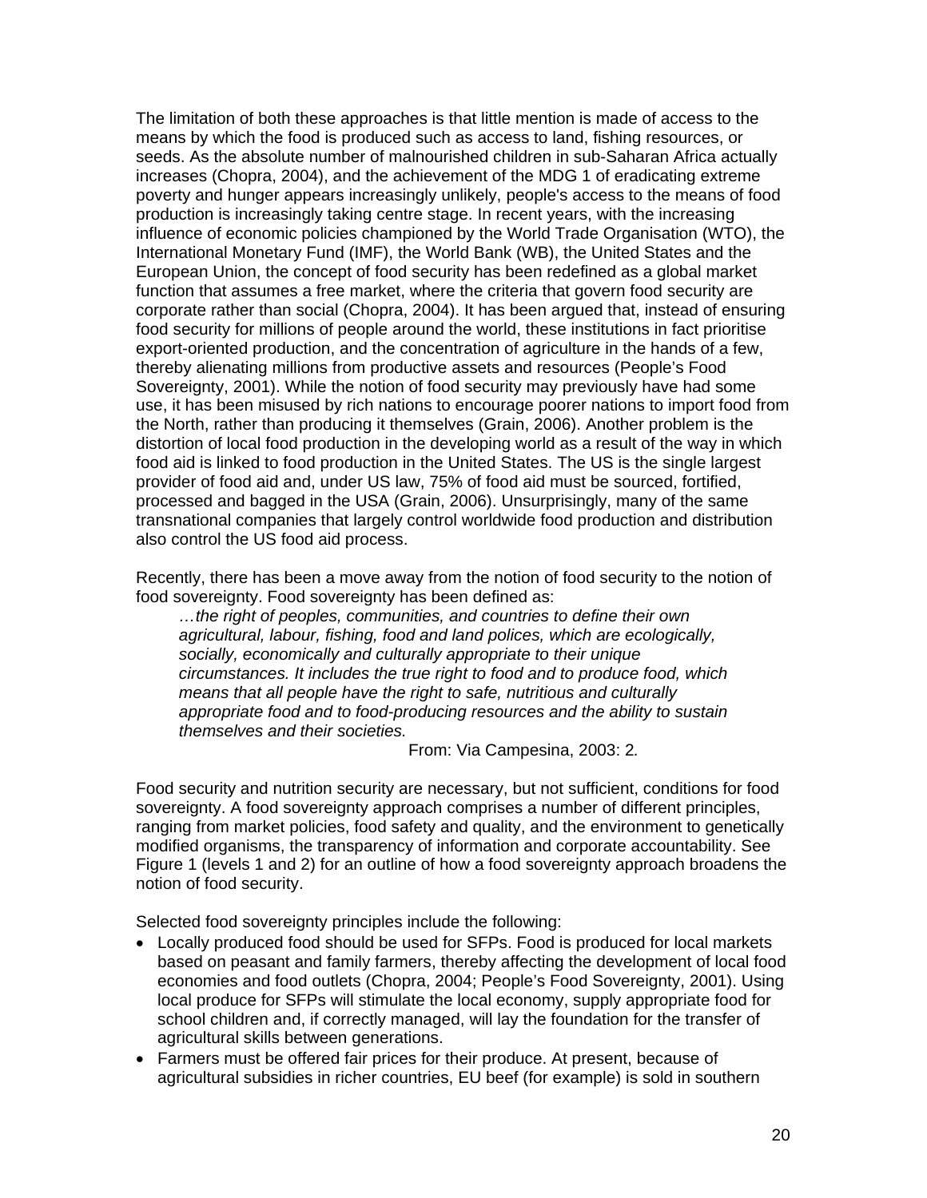The limitation of both these approaches is that little mention is made of access to the means by which the food is produced such as access to land, fishing resources, or seeds. As the absolute number of malnourished children in sub-Saharan Africa actually increases (Chopra, 2004), and the achievement of the MDG 1 of eradicating extreme poverty and hunger appears increasingly unlikely, people's access to the means of food production is increasingly taking centre stage. In recent years, with the increasing influence of economic policies championed by the World Trade Organisation (WTO), the International Monetary Fund (IMF), the World Bank (WB), the United States and the European Union, the concept of food security has been redefined as a global market function that assumes a free market, where the criteria that govern food security are corporate rather than social (Chopra, 2004). It has been argued that, instead of ensuring food security for millions of people around the world, these institutions in fact prioritise export-oriented production, and the concentration of agriculture in the hands of a few, thereby alienating millions from productive assets and resources (People's Food Sovereignty, 2001). While the notion of food security may previously have had some use, it has been misused by rich nations to encourage poorer nations to import food from the North, rather than producing it themselves (Grain, 2006). Another problem is the distortion of local food production in the developing world as a result of the way in which food aid is linked to food production in the United States. The US is the single largest provider of food aid and, under US law, 75% of food aid must be sourced, fortified, processed and bagged in the USA (Grain, 2006). Unsurprisingly, many of the same transnational companies that largely control worldwide food production and distribution also control the US food aid process.

Recently, there has been a move away from the notion of food security to the notion of food sovereignty. Food sovereignty has been defined as:

> *…the right of peoples, communities, and countries to define their own agricultural, labour, fishing, food and land polices, which are ecologically, socially, economically and culturally appropriate to their unique circumstances. It includes the true right to food and to produce food, which means that all people have the right to safe, nutritious and culturally appropriate food and to food-producing resources and the ability to sustain themselves and their societies.*
>
> From: Via Campesina, 2003: 2*.*

Food security and nutrition security are necessary, but not sufficient, conditions for food sovereignty. A food sovereignty approach comprises a number of different principles, ranging from market policies, food safety and quality, and the environment to genetically modified organisms, the transparency of information and corporate accountability. See Figure 1 (levels 1 and 2) for an outline of how a food sovereignty approach broadens the notion of food security.

Selected food sovereignty principles include the following:

- Locally produced food should be used for SFPs. Food is produced for local markets based on peasant and family farmers, thereby affecting the development of local food economies and food outlets (Chopra, 2004; People's Food Sovereignty, 2001). Using local produce for SFPs will stimulate the local economy, supply appropriate food for school children and, if correctly managed, will lay the foundation for the transfer of agricultural skills between generations.
- Farmers must be offered fair prices for their produce. At present, because of agricultural subsidies in richer countries, EU beef (for example) is sold in southern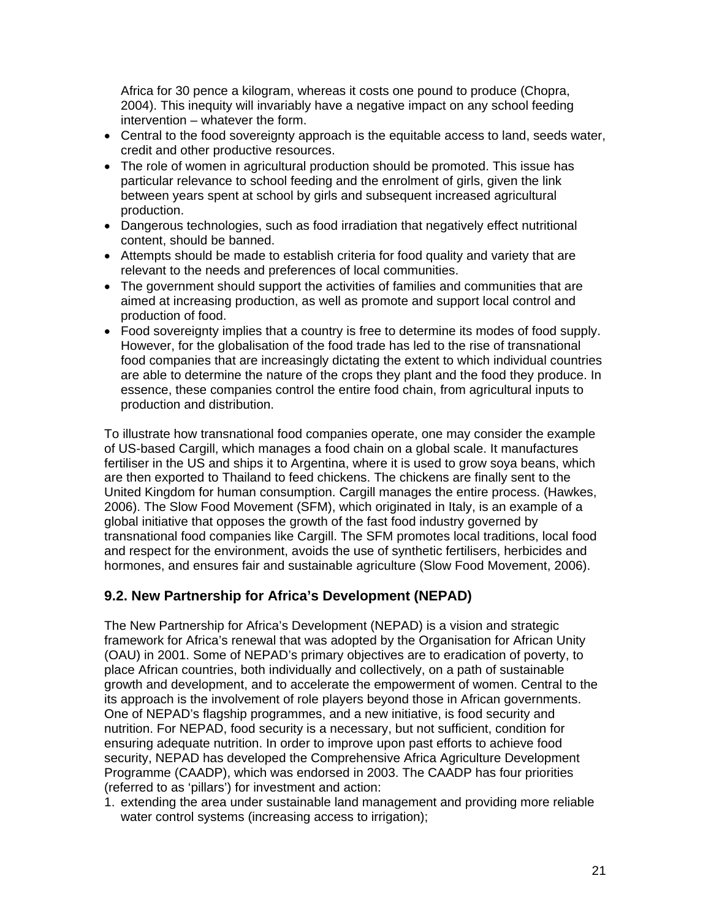Africa for 30 pence a kilogram, whereas it costs one pound to produce (Chopra, 2004). This inequity will invariably have a negative impact on any school feeding intervention – whatever the form.

- Central to the food sovereignty approach is the equitable access to land, seeds water, credit and other productive resources.
- The role of women in agricultural production should be promoted. This issue has particular relevance to school feeding and the enrolment of girls, given the link between years spent at school by girls and subsequent increased agricultural production.
- Dangerous technologies, such as food irradiation that negatively effect nutritional content, should be banned.
- Attempts should be made to establish criteria for food quality and variety that are relevant to the needs and preferences of local communities.
- The government should support the activities of families and communities that are aimed at increasing production, as well as promote and support local control and production of food.
- Food sovereignty implies that a country is free to determine its modes of food supply. However, for the globalisation of the food trade has led to the rise of transnational food companies that are increasingly dictating the extent to which individual countries are able to determine the nature of the crops they plant and the food they produce. In essence, these companies control the entire food chain, from agricultural inputs to production and distribution.

To illustrate how transnational food companies operate, one may consider the example of US-based Cargill, which manages a food chain on a global scale. It manufactures fertiliser in the US and ships it to Argentina, where it is used to grow soya beans, which are then exported to Thailand to feed chickens. The chickens are finally sent to the United Kingdom for human consumption. Cargill manages the entire process. (Hawkes, 2006). The Slow Food Movement (SFM), which originated in Italy, is an example of a global initiative that opposes the growth of the fast food industry governed by transnational food companies like Cargill. The SFM promotes local traditions, local food and respect for the environment, avoids the use of synthetic fertilisers, herbicides and hormones, and ensures fair and sustainable agriculture (Slow Food Movement, 2006).

## 9.2. New Partnership for Africa's Development (NEPAD)

The New Partnership for Africa's Development (NEPAD) is a vision and strategic framework for Africa's renewal that was adopted by the Organisation for African Unity (OAU) in 2001. Some of NEPAD's primary objectives are to eradication of poverty, to place African countries, both individually and collectively, on a path of sustainable growth and development, and to accelerate the empowerment of women. Central to the its approach is the involvement of role players beyond those in African governments. One of NEPAD's flagship programmes, and a new initiative, is food security and nutrition. For NEPAD, food security is a necessary, but not sufficient, condition for ensuring adequate nutrition. In order to improve upon past efforts to achieve food security, NEPAD has developed the Comprehensive Africa Agriculture Development Programme (CAADP), which was endorsed in 2003. The CAADP has four priorities (referred to as 'pillars') for investment and action:

1. extending the area under sustainable land management and providing more reliable water control systems (increasing access to irrigation);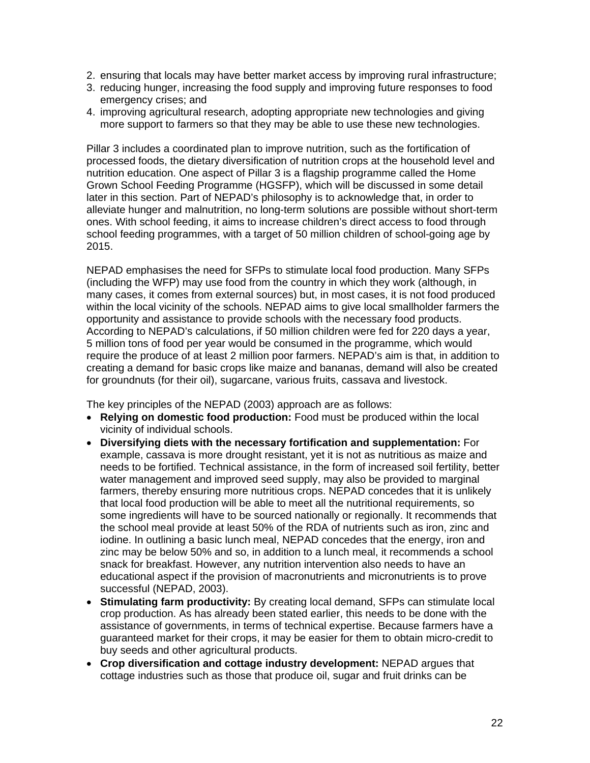2. ensuring that locals may have better market access by improving rural infrastructure;
3. reducing hunger, increasing the food supply and improving future responses to food emergency crises; and
4. improving agricultural research, adopting appropriate new technologies and giving more support to farmers so that they may be able to use these new technologies.

Pillar 3 includes a coordinated plan to improve nutrition, such as the fortification of processed foods, the dietary diversification of nutrition crops at the household level and nutrition education. One aspect of Pillar 3 is a flagship programme called the Home Grown School Feeding Programme (HGSFP), which will be discussed in some detail later in this section. Part of NEPAD's philosophy is to acknowledge that, in order to alleviate hunger and malnutrition, no long-term solutions are possible without short-term ones. With school feeding, it aims to increase children's direct access to food through school feeding programmes, with a target of 50 million children of school-going age by 2015.

NEPAD emphasises the need for SFPs to stimulate local food production. Many SFPs (including the WFP) may use food from the country in which they work (although, in many cases, it comes from external sources) but, in most cases, it is not food produced within the local vicinity of the schools. NEPAD aims to give local smallholder farmers the opportunity and assistance to provide schools with the necessary food products. According to NEPAD's calculations, if 50 million children were fed for 220 days a year, 5 million tons of food per year would be consumed in the programme, which would require the produce of at least 2 million poor farmers. NEPAD's aim is that, in addition to creating a demand for basic crops like maize and bananas, demand will also be created for groundnuts (for their oil), sugarcane, various fruits, cassava and livestock.

The key principles of the NEPAD (2003) approach are as follows:

- **Relying on domestic food production:** Food must be produced within the local vicinity of individual schools.
- **Diversifying diets with the necessary fortification and supplementation:** For example, cassava is more drought resistant, yet it is not as nutritious as maize and needs to be fortified. Technical assistance, in the form of increased soil fertility, better water management and improved seed supply, may also be provided to marginal farmers, thereby ensuring more nutritious crops. NEPAD concedes that it is unlikely that local food production will be able to meet all the nutritional requirements, so some ingredients will have to be sourced nationally or regionally. It recommends that the school meal provide at least 50% of the RDA of nutrients such as iron, zinc and iodine. In outlining a basic lunch meal, NEPAD concedes that the energy, iron and zinc may be below 50% and so, in addition to a lunch meal, it recommends a school snack for breakfast. However, any nutrition intervention also needs to have an educational aspect if the provision of macronutrients and micronutrients is to prove successful (NEPAD, 2003).
- **Stimulating farm productivity:** By creating local demand, SFPs can stimulate local crop production. As has already been stated earlier, this needs to be done with the assistance of governments, in terms of technical expertise. Because farmers have a guaranteed market for their crops, it may be easier for them to obtain micro-credit to buy seeds and other agricultural products.
- **Crop diversification and cottage industry development:** NEPAD argues that cottage industries such as those that produce oil, sugar and fruit drinks can be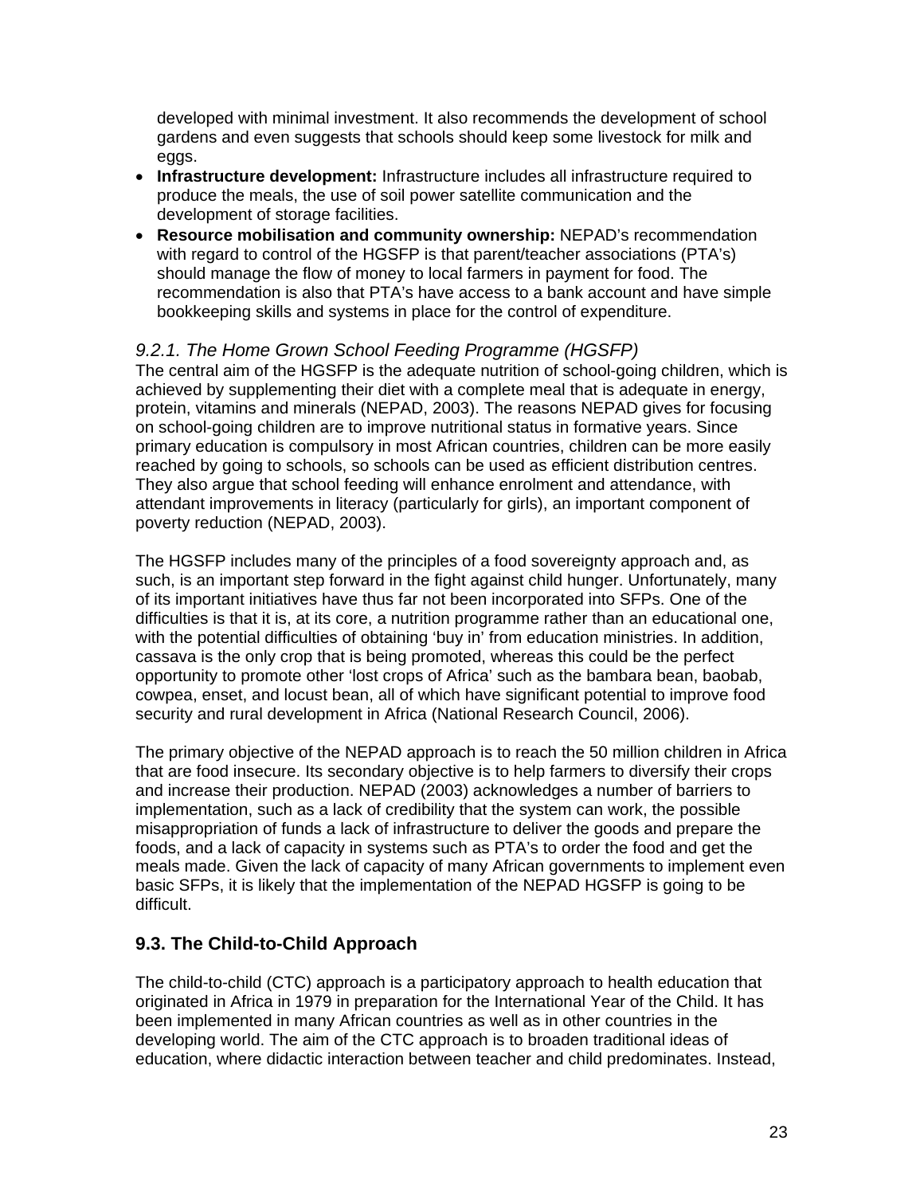developed with minimal investment. It also recommends the development of school gardens and even suggests that schools should keep some livestock for milk and eggs.

- **Infrastructure development:** Infrastructure includes all infrastructure required to produce the meals, the use of soil power satellite communication and the development of storage facilities.
- **Resource mobilisation and community ownership:** NEPAD's recommendation with regard to control of the HGSFP is that parent/teacher associations (PTA's) should manage the flow of money to local farmers in payment for food. The recommendation is also that PTA's have access to a bank account and have simple bookkeeping skills and systems in place for the control of expenditure.

### *9.2.1. The Home Grown School Feeding Programme (HGSFP)*

The central aim of the HGSFP is the adequate nutrition of school-going children, which is achieved by supplementing their diet with a complete meal that is adequate in energy, protein, vitamins and minerals (NEPAD, 2003). The reasons NEPAD gives for focusing on school-going children are to improve nutritional status in formative years. Since primary education is compulsory in most African countries, children can be more easily reached by going to schools, so schools can be used as efficient distribution centres. They also argue that school feeding will enhance enrolment and attendance, with attendant improvements in literacy (particularly for girls), an important component of poverty reduction (NEPAD, 2003).

The HGSFP includes many of the principles of a food sovereignty approach and, as such, is an important step forward in the fight against child hunger. Unfortunately, many of its important initiatives have thus far not been incorporated into SFPs. One of the difficulties is that it is, at its core, a nutrition programme rather than an educational one, with the potential difficulties of obtaining 'buy in' from education ministries. In addition, cassava is the only crop that is being promoted, whereas this could be the perfect opportunity to promote other 'lost crops of Africa' such as the bambara bean, baobab, cowpea, enset, and locust bean, all of which have significant potential to improve food security and rural development in Africa (National Research Council, 2006).

The primary objective of the NEPAD approach is to reach the 50 million children in Africa that are food insecure. Its secondary objective is to help farmers to diversify their crops and increase their production. NEPAD (2003) acknowledges a number of barriers to implementation, such as a lack of credibility that the system can work, the possible misappropriation of funds a lack of infrastructure to deliver the goods and prepare the foods, and a lack of capacity in systems such as PTA's to order the food and get the meals made. Given the lack of capacity of many African governments to implement even basic SFPs, it is likely that the implementation of the NEPAD HGSFP is going to be difficult.

## 9.3. The Child-to-Child Approach

The child-to-child (CTC) approach is a participatory approach to health education that originated in Africa in 1979 in preparation for the International Year of the Child. It has been implemented in many African countries as well as in other countries in the developing world. The aim of the CTC approach is to broaden traditional ideas of education, where didactic interaction between teacher and child predominates. Instead,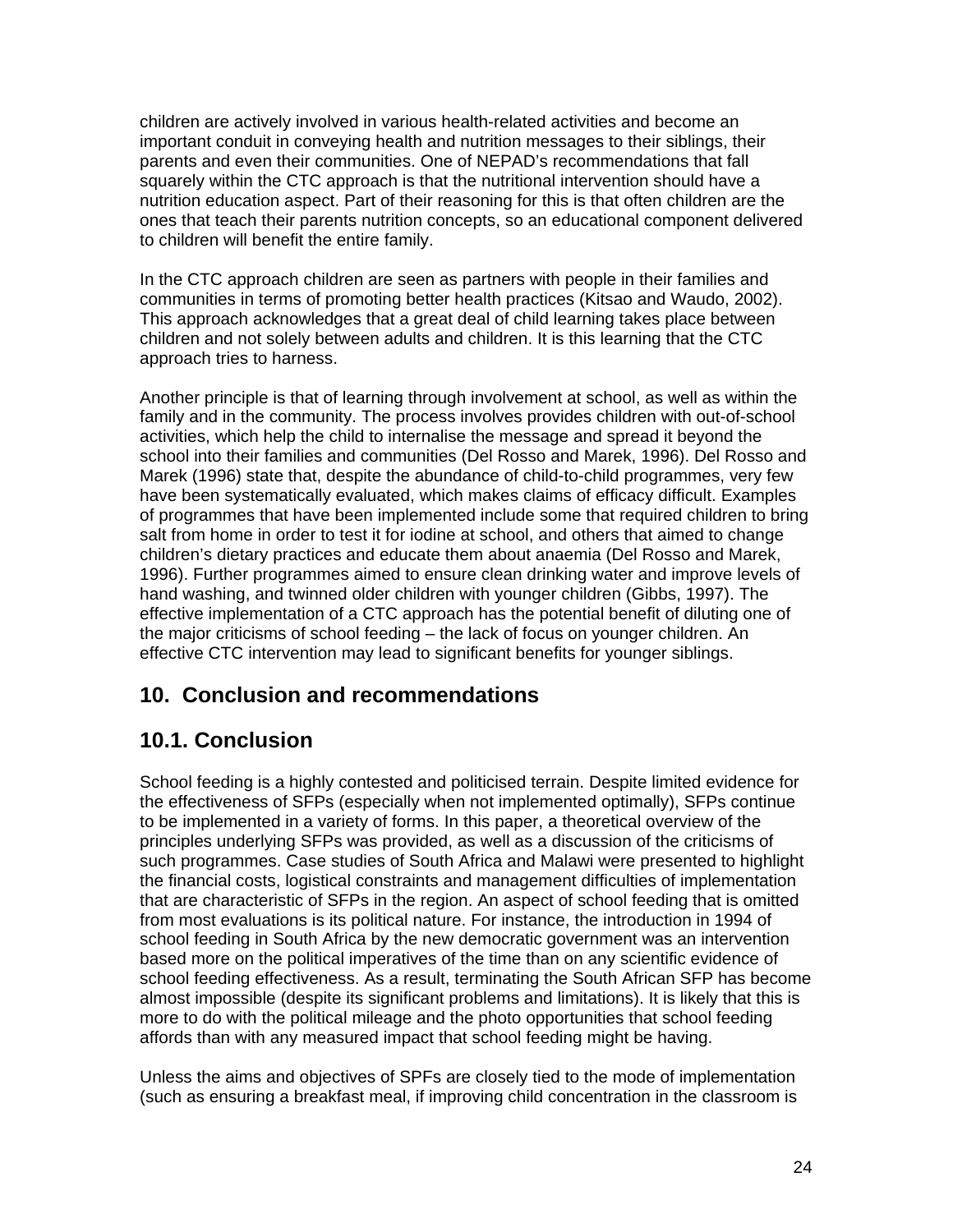children are actively involved in various health-related activities and become an important conduit in conveying health and nutrition messages to their siblings, their parents and even their communities. One of NEPAD's recommendations that fall squarely within the CTC approach is that the nutritional intervention should have a nutrition education aspect. Part of their reasoning for this is that often children are the ones that teach their parents nutrition concepts, so an educational component delivered to children will benefit the entire family.

In the CTC approach children are seen as partners with people in their families and communities in terms of promoting better health practices (Kitsao and Waudo, 2002). This approach acknowledges that a great deal of child learning takes place between children and not solely between adults and children. It is this learning that the CTC approach tries to harness.

Another principle is that of learning through involvement at school, as well as within the family and in the community. The process involves provides children with out-of-school activities, which help the child to internalise the message and spread it beyond the school into their families and communities (Del Rosso and Marek, 1996). Del Rosso and Marek (1996) state that, despite the abundance of child-to-child programmes, very few have been systematically evaluated, which makes claims of efficacy difficult. Examples of programmes that have been implemented include some that required children to bring salt from home in order to test it for iodine at school, and others that aimed to change children's dietary practices and educate them about anaemia (Del Rosso and Marek, 1996). Further programmes aimed to ensure clean drinking water and improve levels of hand washing, and twinned older children with younger children (Gibbs, 1997). The effective implementation of a CTC approach has the potential benefit of diluting one of the major criticisms of school feeding – the lack of focus on younger children. An effective CTC intervention may lead to significant benefits for younger siblings.

## 10. Conclusion and recommendations

### 10.1. Conclusion

School feeding is a highly contested and politicised terrain. Despite limited evidence for the effectiveness of SFPs (especially when not implemented optimally), SFPs continue to be implemented in a variety of forms. In this paper, a theoretical overview of the principles underlying SFPs was provided, as well as a discussion of the criticisms of such programmes. Case studies of South Africa and Malawi were presented to highlight the financial costs, logistical constraints and management difficulties of implementation that are characteristic of SFPs in the region. An aspect of school feeding that is omitted from most evaluations is its political nature. For instance, the introduction in 1994 of school feeding in South Africa by the new democratic government was an intervention based more on the political imperatives of the time than on any scientific evidence of school feeding effectiveness. As a result, terminating the South African SFP has become almost impossible (despite its significant problems and limitations). It is likely that this is more to do with the political mileage and the photo opportunities that school feeding affords than with any measured impact that school feeding might be having.

Unless the aims and objectives of SPFs are closely tied to the mode of implementation (such as ensuring a breakfast meal, if improving child concentration in the classroom is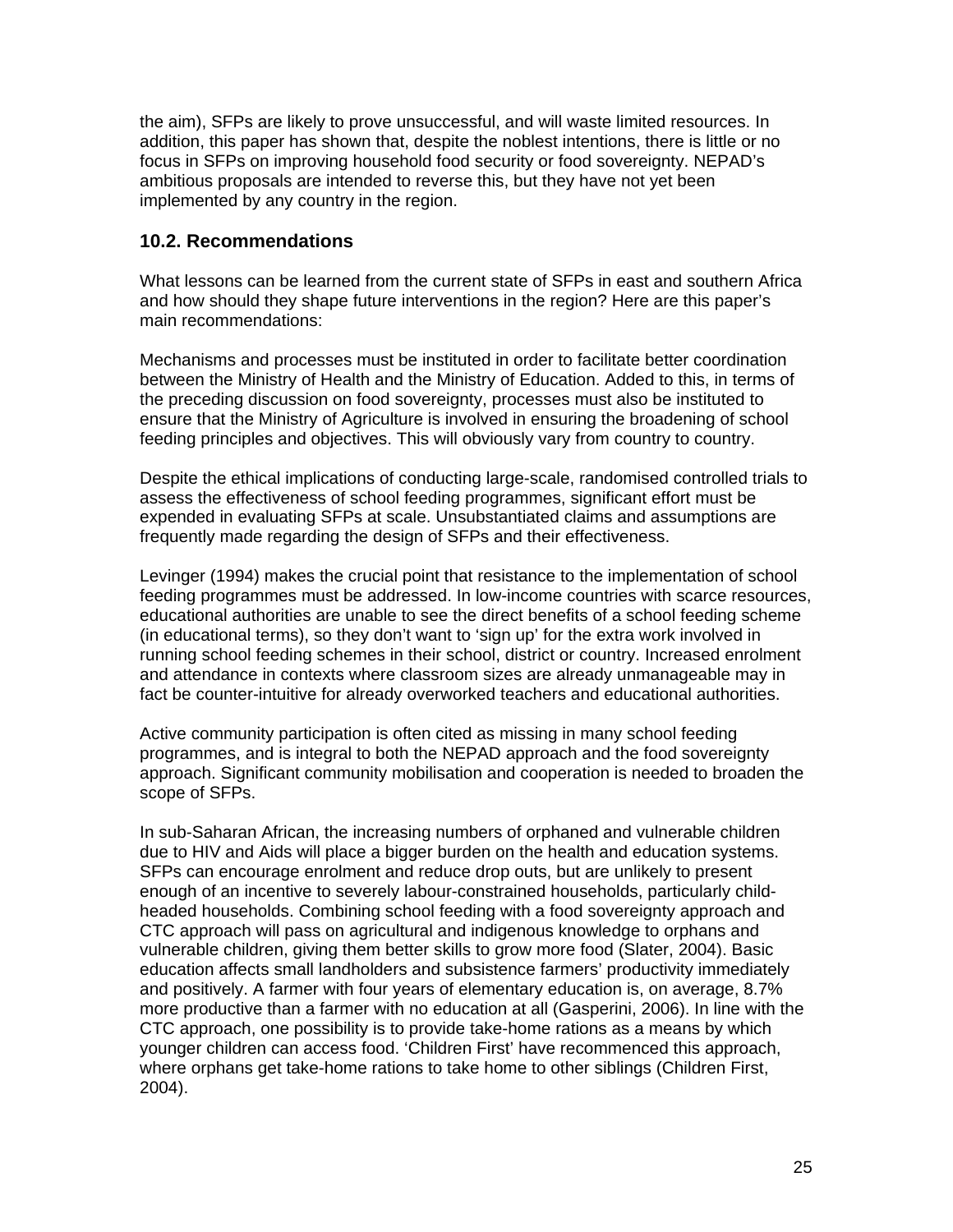the aim), SFPs are likely to prove unsuccessful, and will waste limited resources. In addition, this paper has shown that, despite the noblest intentions, there is little or no focus in SFPs on improving household food security or food sovereignty. NEPAD's ambitious proposals are intended to reverse this, but they have not yet been implemented by any country in the region.

## 10.2. Recommendations

What lessons can be learned from the current state of SFPs in east and southern Africa and how should they shape future interventions in the region? Here are this paper's main recommendations:

Mechanisms and processes must be instituted in order to facilitate better coordination between the Ministry of Health and the Ministry of Education. Added to this, in terms of the preceding discussion on food sovereignty, processes must also be instituted to ensure that the Ministry of Agriculture is involved in ensuring the broadening of school feeding principles and objectives. This will obviously vary from country to country.

Despite the ethical implications of conducting large-scale, randomised controlled trials to assess the effectiveness of school feeding programmes, significant effort must be expended in evaluating SFPs at scale. Unsubstantiated claims and assumptions are frequently made regarding the design of SFPs and their effectiveness.

Levinger (1994) makes the crucial point that resistance to the implementation of school feeding programmes must be addressed. In low-income countries with scarce resources, educational authorities are unable to see the direct benefits of a school feeding scheme (in educational terms), so they don't want to 'sign up' for the extra work involved in running school feeding schemes in their school, district or country. Increased enrolment and attendance in contexts where classroom sizes are already unmanageable may in fact be counter-intuitive for already overworked teachers and educational authorities.

Active community participation is often cited as missing in many school feeding programmes, and is integral to both the NEPAD approach and the food sovereignty approach. Significant community mobilisation and cooperation is needed to broaden the scope of SFPs.

In sub-Saharan African, the increasing numbers of orphaned and vulnerable children due to HIV and Aids will place a bigger burden on the health and education systems. SFPs can encourage enrolment and reduce drop outs, but are unlikely to present enough of an incentive to severely labour-constrained households, particularly child-headed households. Combining school feeding with a food sovereignty approach and CTC approach will pass on agricultural and indigenous knowledge to orphans and vulnerable children, giving them better skills to grow more food (Slater, 2004). Basic education affects small landholders and subsistence farmers' productivity immediately and positively. A farmer with four years of elementary education is, on average, 8.7% more productive than a farmer with no education at all (Gasperini, 2006). In line with the CTC approach, one possibility is to provide take-home rations as a means by which younger children can access food. 'Children First' have recommenced this approach, where orphans get take-home rations to take home to other siblings (Children First, 2004).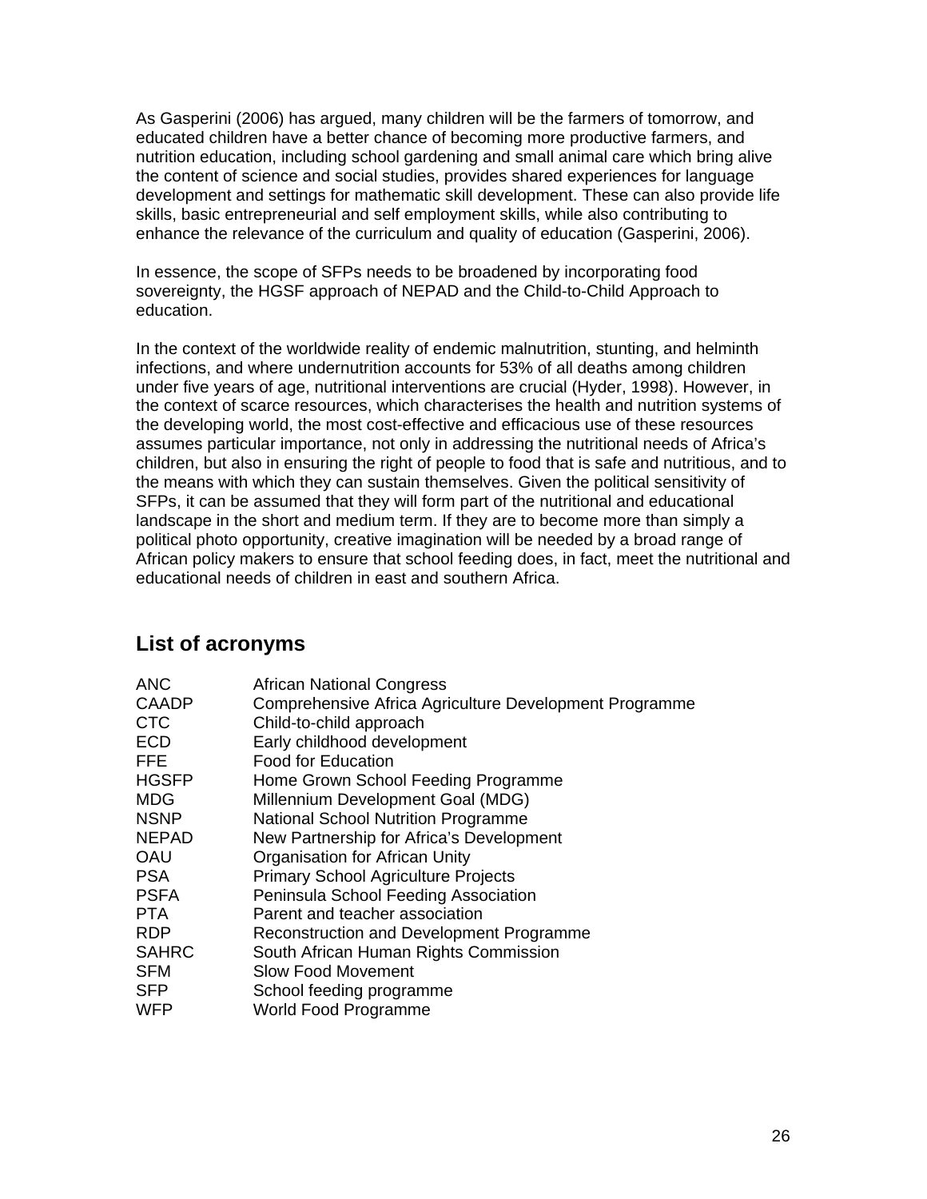As Gasperini (2006) has argued, many children will be the farmers of tomorrow, and educated children have a better chance of becoming more productive farmers, and nutrition education, including school gardening and small animal care which bring alive the content of science and social studies, provides shared experiences for language development and settings for mathematic skill development. These can also provide life skills, basic entrepreneurial and self employment skills, while also contributing to enhance the relevance of the curriculum and quality of education (Gasperini, 2006).

In essence, the scope of SFPs needs to be broadened by incorporating food sovereignty, the HGSF approach of NEPAD and the Child-to-Child Approach to education.

In the context of the worldwide reality of endemic malnutrition, stunting, and helminth infections, and where undernutrition accounts for 53% of all deaths among children under five years of age, nutritional interventions are crucial (Hyder, 1998). However, in the context of scarce resources, which characterises the health and nutrition systems of the developing world, the most cost-effective and efficacious use of these resources assumes particular importance, not only in addressing the nutritional needs of Africa's children, but also in ensuring the right of people to food that is safe and nutritious, and to the means with which they can sustain themselves. Given the political sensitivity of SFPs, it can be assumed that they will form part of the nutritional and educational landscape in the short and medium term. If they are to become more than simply a political photo opportunity, creative imagination will be needed by a broad range of African policy makers to ensure that school feeding does, in fact, meet the nutritional and educational needs of children in east and southern Africa.

## List of acronyms

| | |
|---|---|
| ANC | African National Congress |
| CAADP | Comprehensive Africa Agriculture Development Programme |
| CTC | Child-to-child approach |
| ECD | Early childhood development |
| FFE | Food for Education |
| HGSFP | Home Grown School Feeding Programme |
| MDG | Millennium Development Goal (MDG) |
| NSNP | National School Nutrition Programme |
| NEPAD | New Partnership for Africa's Development |
| OAU | Organisation for African Unity |
| PSA | Primary School Agriculture Projects |
| PSFA | Peninsula School Feeding Association |
| PTA | Parent and teacher association |
| RDP | Reconstruction and Development Programme |
| SAHRC | South African Human Rights Commission |
| SFM | Slow Food Movement |
| SFP | School feeding programme |
| WFP | World Food Programme |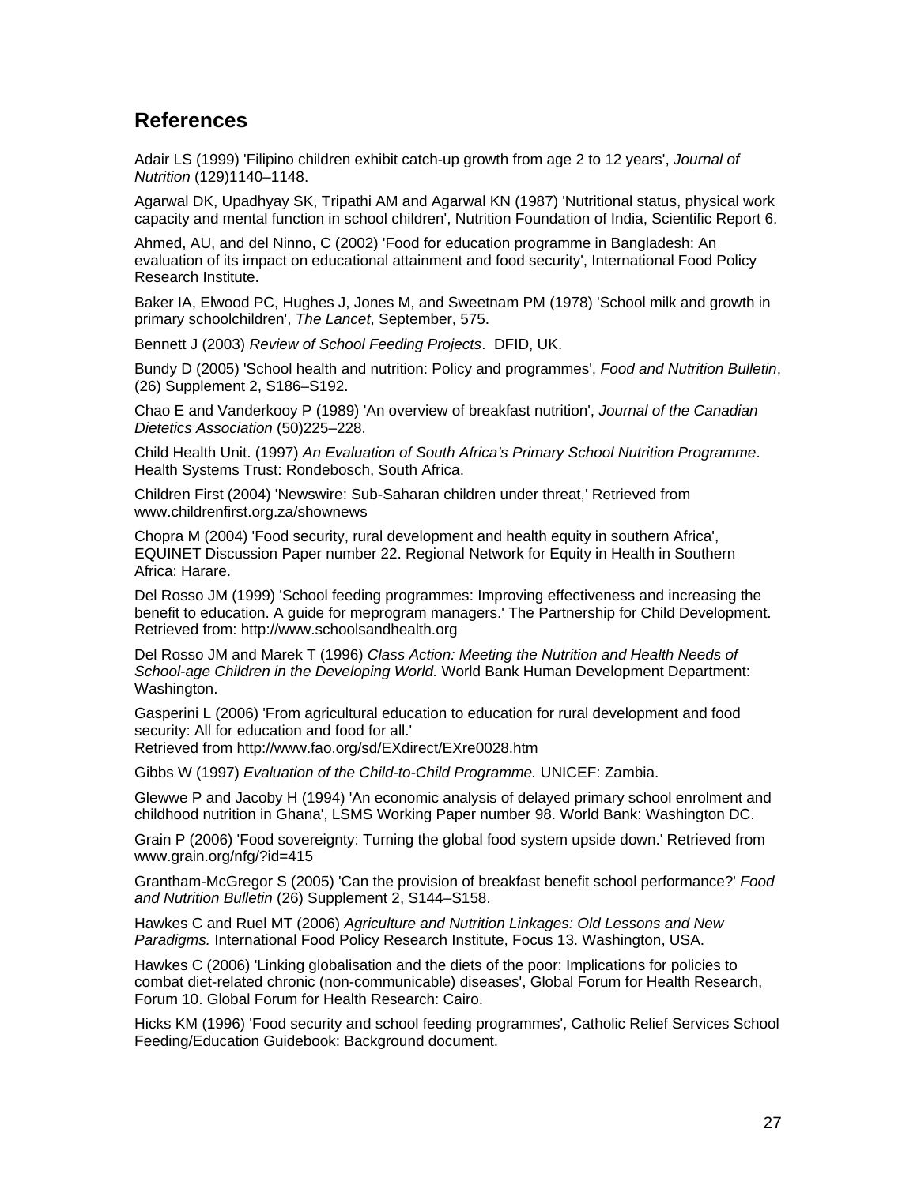## References

Adair LS (1999) 'Filipino children exhibit catch-up growth from age 2 to 12 years', *Journal of Nutrition* (129)1140–1148.

Agarwal DK, Upadhyay SK, Tripathi AM and Agarwal KN (1987) 'Nutritional status, physical work capacity and mental function in school children', Nutrition Foundation of India, Scientific Report 6.

Ahmed, AU, and del Ninno, C (2002) 'Food for education programme in Bangladesh: An evaluation of its impact on educational attainment and food security', International Food Policy Research Institute.

Baker IA, Elwood PC, Hughes J, Jones M, and Sweetnam PM (1978) 'School milk and growth in primary schoolchildren', *The Lancet*, September, 575.

Bennett J (2003) *Review of School Feeding Projects*. DFID, UK.

Bundy D (2005) 'School health and nutrition: Policy and programmes', *Food and Nutrition Bulletin*, (26) Supplement 2, S186–S192.

Chao E and Vanderkooy P (1989) 'An overview of breakfast nutrition', *Journal of the Canadian Dietetics Association* (50)225–228.

Child Health Unit. (1997) *An Evaluation of South Africa's Primary School Nutrition Programme*. Health Systems Trust: Rondebosch, South Africa.

Children First (2004) 'Newswire: Sub-Saharan children under threat,' Retrieved from www.childrenfirst.org.za/shownews

Chopra M (2004) 'Food security, rural development and health equity in southern Africa', EQUINET Discussion Paper number 22. Regional Network for Equity in Health in Southern Africa: Harare.

Del Rosso JM (1999) 'School feeding programmes: Improving effectiveness and increasing the benefit to education. A guide for meprogram managers.' The Partnership for Child Development. Retrieved from: http://www.schoolsandhealth.org

Del Rosso JM and Marek T (1996) *Class Action: Meeting the Nutrition and Health Needs of School-age Children in the Developing World.* World Bank Human Development Department: Washington.

Gasperini L (2006) 'From agricultural education to education for rural development and food security: All for education and food for all.'
Retrieved from http://www.fao.org/sd/EXdirect/EXre0028.htm

Gibbs W (1997) *Evaluation of the Child-to-Child Programme.* UNICEF: Zambia.

Glewwe P and Jacoby H (1994) 'An economic analysis of delayed primary school enrolment and childhood nutrition in Ghana', LSMS Working Paper number 98. World Bank: Washington DC.

Grain P (2006) 'Food sovereignty: Turning the global food system upside down.' Retrieved from www.grain.org/nfg/?id=415

Grantham-McGregor S (2005) 'Can the provision of breakfast benefit school performance?' *Food and Nutrition Bulletin* (26) Supplement 2, S144–S158.

Hawkes C and Ruel MT (2006) *Agriculture and Nutrition Linkages: Old Lessons and New Paradigms.* International Food Policy Research Institute, Focus 13. Washington, USA.

Hawkes C (2006) 'Linking globalisation and the diets of the poor: Implications for policies to combat diet-related chronic (non-communicable) diseases', Global Forum for Health Research, Forum 10. Global Forum for Health Research: Cairo.

Hicks KM (1996) 'Food security and school feeding programmes', Catholic Relief Services School Feeding/Education Guidebook: Background document.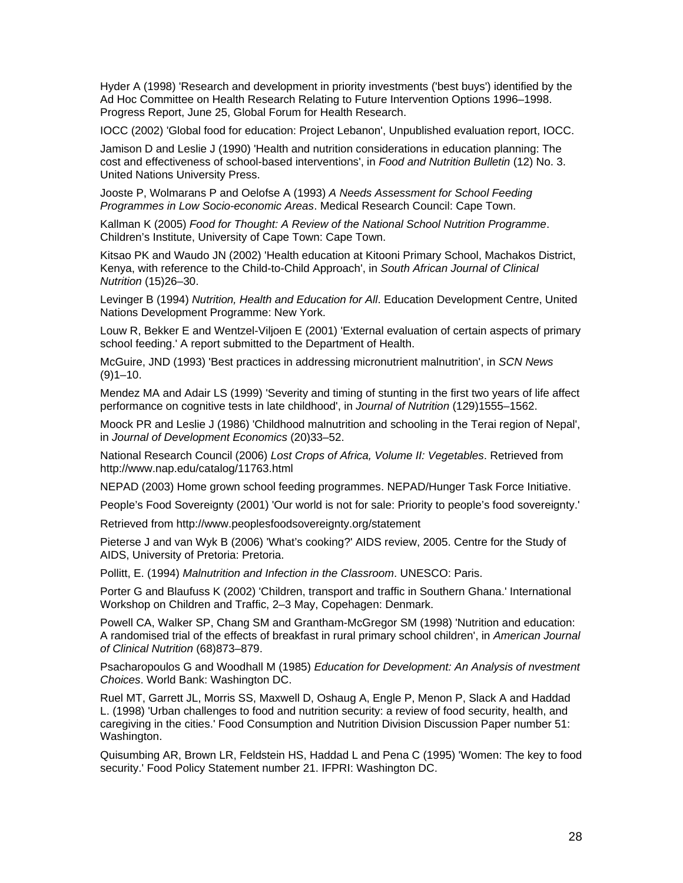Hyder A (1998) 'Research and development in priority investments ('best buys') identified by the Ad Hoc Committee on Health Research Relating to Future Intervention Options 1996–1998. Progress Report, June 25, Global Forum for Health Research.

IOCC (2002) 'Global food for education: Project Lebanon', Unpublished evaluation report, IOCC.

Jamison D and Leslie J (1990) 'Health and nutrition considerations in education planning: The cost and effectiveness of school-based interventions', in *Food and Nutrition Bulletin* (12) No. 3. United Nations University Press.

Jooste P, Wolmarans P and Oelofse A (1993) *A Needs Assessment for School Feeding Programmes in Low Socio-economic Areas*. Medical Research Council: Cape Town.

Kallman K (2005) *Food for Thought: A Review of the National School Nutrition Programme*. Children's Institute, University of Cape Town: Cape Town.

Kitsao PK and Waudo JN (2002) 'Health education at Kitooni Primary School, Machakos District, Kenya, with reference to the Child-to-Child Approach', in *South African Journal of Clinical Nutrition* (15)26–30.

Levinger B (1994) *Nutrition, Health and Education for All*. Education Development Centre, United Nations Development Programme: New York.

Louw R, Bekker E and Wentzel-Viljoen E (2001) 'External evaluation of certain aspects of primary school feeding.' A report submitted to the Department of Health.

McGuire, JND (1993) 'Best practices in addressing micronutrient malnutrition', in *SCN News* (9)1–10.

Mendez MA and Adair LS (1999) 'Severity and timing of stunting in the first two years of life affect performance on cognitive tests in late childhood', in *Journal of Nutrition* (129)1555–1562.

Moock PR and Leslie J (1986) 'Childhood malnutrition and schooling in the Terai region of Nepal', in *Journal of Development Economics* (20)33–52.

National Research Council (2006) *Lost Crops of Africa, Volume II: Vegetables*. Retrieved from http://www.nap.edu/catalog/11763.html

NEPAD (2003) Home grown school feeding programmes. NEPAD/Hunger Task Force Initiative.

People's Food Sovereignty (2001) 'Our world is not for sale: Priority to people's food sovereignty.'

Retrieved from http://www.peoplesfoodsovereignty.org/statement

Pieterse J and van Wyk B (2006) 'What's cooking?' AIDS review, 2005. Centre for the Study of AIDS, University of Pretoria: Pretoria.

Pollitt, E. (1994) *Malnutrition and Infection in the Classroom*. UNESCO: Paris.

Porter G and Blaufuss K (2002) 'Children, transport and traffic in Southern Ghana.' International Workshop on Children and Traffic, 2–3 May, Copehagen: Denmark.

Powell CA, Walker SP, Chang SM and Grantham-McGregor SM (1998) 'Nutrition and education: A randomised trial of the effects of breakfast in rural primary school children', in *American Journal of Clinical Nutrition* (68)873–879.

Psacharopoulos G and Woodhall M (1985) *Education for Development: An Analysis of nvestment Choices*. World Bank: Washington DC.

Ruel MT, Garrett JL, Morris SS, Maxwell D, Oshaug A, Engle P, Menon P, Slack A and Haddad L. (1998) 'Urban challenges to food and nutrition security: a review of food security, health, and caregiving in the cities.' Food Consumption and Nutrition Division Discussion Paper number 51: Washington.

Quisumbing AR, Brown LR, Feldstein HS, Haddad L and Pena C (1995) 'Women: The key to food security.' Food Policy Statement number 21. IFPRI: Washington DC.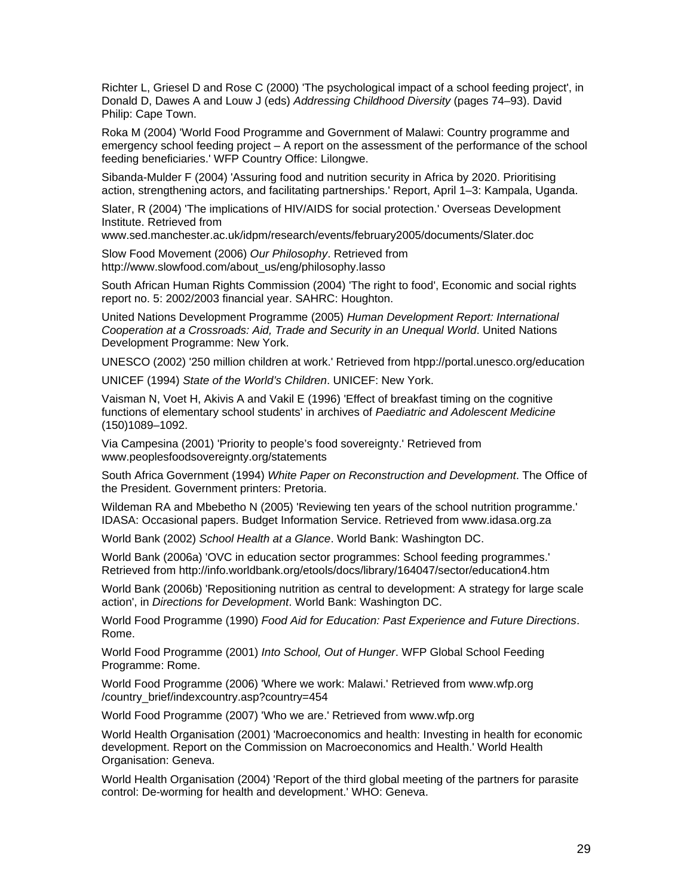Richter L, Griesel D and Rose C (2000) 'The psychological impact of a school feeding project', in Donald D, Dawes A and Louw J (eds) *Addressing Childhood Diversity* (pages 74–93). David Philip: Cape Town.

Roka M (2004) 'World Food Programme and Government of Malawi: Country programme and emergency school feeding project – A report on the assessment of the performance of the school feeding beneficiaries.' WFP Country Office: Lilongwe.

Sibanda-Mulder F (2004) 'Assuring food and nutrition security in Africa by 2020. Prioritising action, strengthening actors, and facilitating partnerships.' Report, April 1–3: Kampala, Uganda.

Slater, R (2004) 'The implications of HIV/AIDS for social protection.' Overseas Development Institute. Retrieved from www.sed.manchester.ac.uk/idpm/research/events/february2005/documents/Slater.doc

Slow Food Movement (2006) *Our Philosophy*. Retrieved from http://www.slowfood.com/about_us/eng/philosophy.lasso

South African Human Rights Commission (2004) 'The right to food', Economic and social rights report no. 5: 2002/2003 financial year. SAHRC: Houghton.

United Nations Development Programme (2005) *Human Development Report: International Cooperation at a Crossroads: Aid, Trade and Security in an Unequal World*. United Nations Development Programme: New York.

UNESCO (2002) '250 million children at work.' Retrieved from htpp://portal.unesco.org/education

UNICEF (1994) *State of the World's Children*. UNICEF: New York.

Vaisman N, Voet H, Akivis A and Vakil E (1996) 'Effect of breakfast timing on the cognitive functions of elementary school students' in archives of *Paediatric and Adolescent Medicine* (150)1089–1092.

Via Campesina (2001) 'Priority to people's food sovereignty.' Retrieved from www.peoplesfoodsovereignty.org/statements

South Africa Government (1994) *White Paper on Reconstruction and Development*. The Office of the President. Government printers: Pretoria.

Wildeman RA and Mbebetho N (2005) 'Reviewing ten years of the school nutrition programme.' IDASA: Occasional papers. Budget Information Service. Retrieved from www.idasa.org.za

World Bank (2002) *School Health at a Glance*. World Bank: Washington DC.

World Bank (2006a) 'OVC in education sector programmes: School feeding programmes.' Retrieved from http://info.worldbank.org/etools/docs/library/164047/sector/education4.htm

World Bank (2006b) 'Repositioning nutrition as central to development: A strategy for large scale action', in *Directions for Development*. World Bank: Washington DC.

World Food Programme (1990) *Food Aid for Education: Past Experience and Future Directions*. Rome.

World Food Programme (2001) *Into School, Out of Hunger*. WFP Global School Feeding Programme: Rome.

World Food Programme (2006) 'Where we work: Malawi.' Retrieved from www.wfp.org /country_brief/indexcountry.asp?country=454

World Food Programme (2007) 'Who we are.' Retrieved from www.wfp.org

World Health Organisation (2001) 'Macroeconomics and health: Investing in health for economic development. Report on the Commission on Macroeconomics and Health.' World Health Organisation: Geneva.

World Health Organisation (2004) 'Report of the third global meeting of the partners for parasite control: De-worming for health and development.' WHO: Geneva.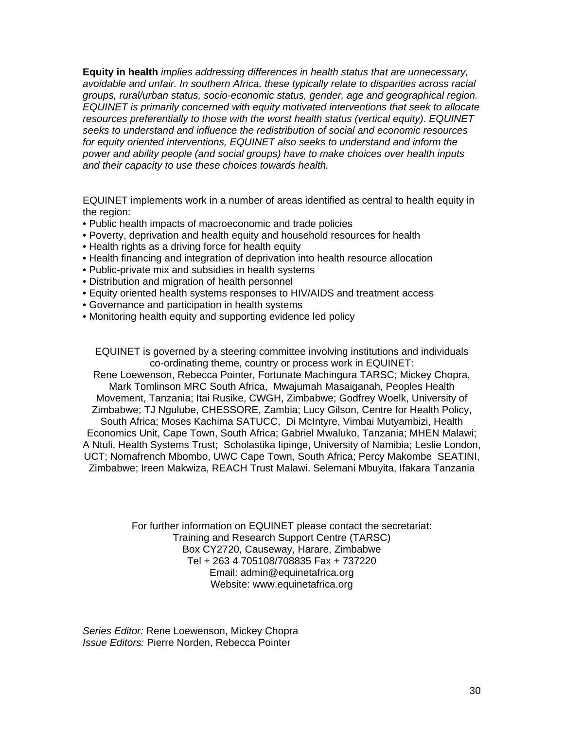**Equity in health** *implies addressing differences in health status that are unnecessary, avoidable and unfair. In southern Africa, these typically relate to disparities across racial groups, rural/urban status, socio-economic status, gender, age and geographical region. EQUINET is primarily concerned with equity motivated interventions that seek to allocate resources preferentially to those with the worst health status (vertical equity). EQUINET seeks to understand and influence the redistribution of social and economic resources for equity oriented interventions, EQUINET also seeks to understand and inform the power and ability people (and social groups) have to make choices over health inputs and their capacity to use these choices towards health.*

EQUINET implements work in a number of areas identified as central to health equity in the region:

- Public health impacts of macroeconomic and trade policies
- Poverty, deprivation and health equity and household resources for health
- Health rights as a driving force for health equity
- Health financing and integration of deprivation into health resource allocation
- Public-private mix and subsidies in health systems
- Distribution and migration of health personnel
- Equity oriented health systems responses to HIV/AIDS and treatment access
- Governance and participation in health systems
- Monitoring health equity and supporting evidence led policy

EQUINET is governed by a steering committee involving institutions and individuals co-ordinating theme, country or process work in EQUINET:
Rene Loewenson, Rebecca Pointer, Fortunate Machingura TARSC; Mickey Chopra, Mark Tomlinson MRC South Africa, Mwajumah Masaiganah, Peoples Health Movement, Tanzania; Itai Rusike, CWGH, Zimbabwe; Godfrey Woelk, University of Zimbabwe; TJ Ngulube, CHESSORE, Zambia; Lucy Gilson, Centre for Health Policy, South Africa; Moses Kachima SATUCC, Di McIntyre, Vimbai Mutyambizi, Health Economics Unit, Cape Town, South Africa; Gabriel Mwaluko, Tanzania; MHEN Malawi; A Ntuli, Health Systems Trust; Scholastika Iipinge, University of Namibia; Leslie London, UCT; Nomafrench Mbombo, UWC Cape Town, South Africa; Percy Makombe SEATINI, Zimbabwe; Ireen Makwiza, REACH Trust Malawi. Selemani Mbuyita, Ifakara Tanzania

For further information on EQUINET please contact the secretariat:
Training and Research Support Centre (TARSC)
Box CY2720, Causeway, Harare, Zimbabwe
Tel + 263 4 705108/708835 Fax + 737220
Email: admin@equinetafrica.org
Website: www.equinetafrica.org

*Series Editor:* Rene Loewenson, Mickey Chopra
*Issue Editors:* Pierre Norden, Rebecca Pointer